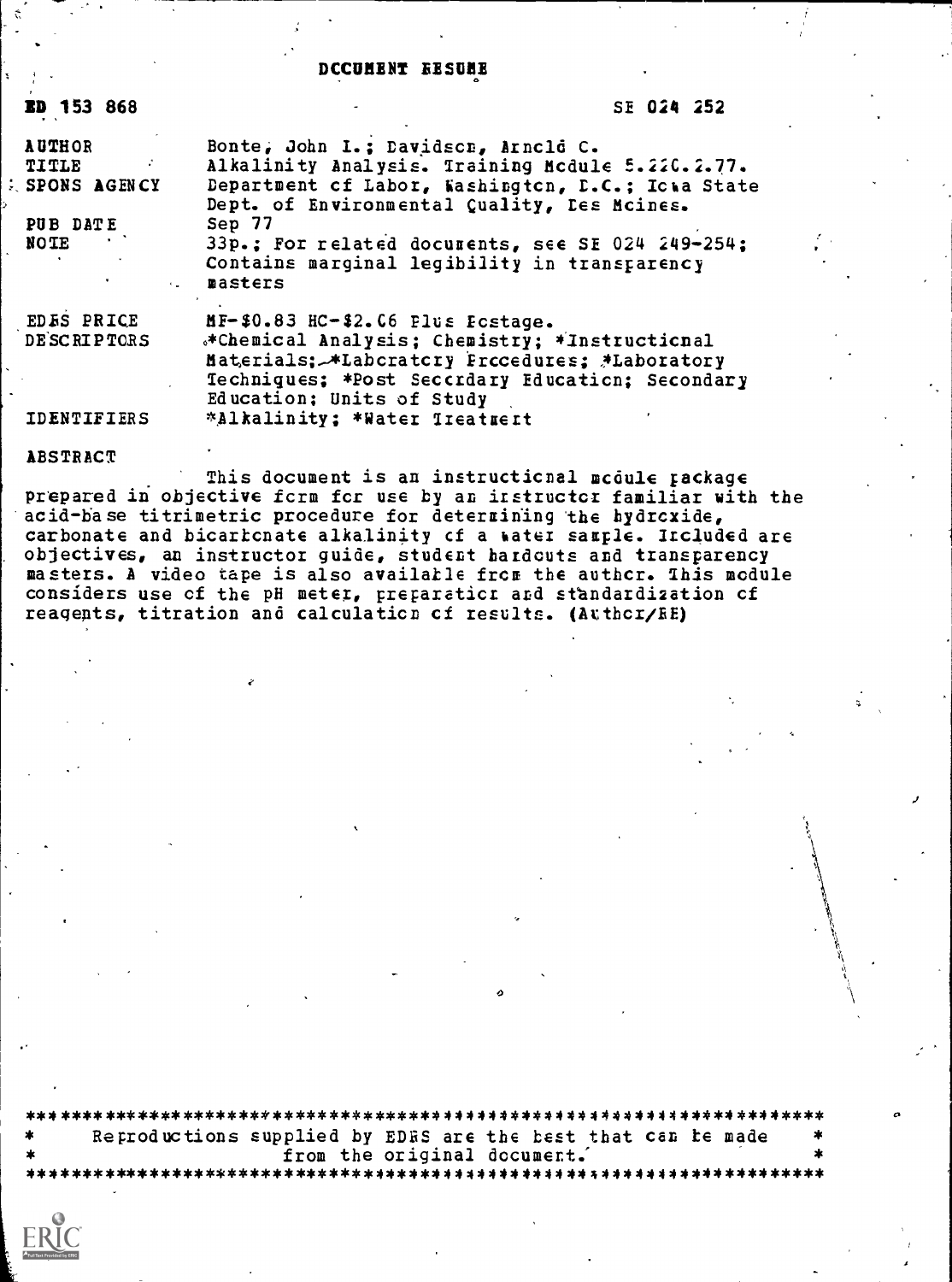# DOCUMENT RESUME

| | |
|---|---|
| ED 153 868 | SE 024 252 |
| AUTHOR | Bonte, John I.; Davidson, Arnold C. |
| TITLE | Alkalinity Analysis. Training Module 5.220.2.77. |
| SPONS AGENCY | Department of Labor, Washington, D.C.; Iowa State Dept. of Environmental Quality, Des Moines. |
| PUB DATE | Sep 77 |
| NOTE | 33p.; For related documents, see SE 024 249-254; Contains marginal legibility in transparency masters |
| EDRS PRICE | MF-$0.83 HC-$2.06 Plus Postage. |
| DESCRIPTORS | *Chemical Analysis; Chemistry; *Instructional Materials; *Laboratory Procedures; *Laboratory Techniques; *Post Secondary Education; Secondary Education; Units of Study |
| IDENTIFIERS | *Alkalinity; *Water Treatment |

## ABSTRACT

This document is an instructional module package prepared in objective form for use by an instructor familiar with the acid-base titrimetric procedure for determining the hydroxide, carbonate and bicarbonate alkalinity of a water sample. Included are objectives, an instructor guide, student handouts and transparency masters. A video tape is also available from the author. This module considers use of the pH meter, preparation and standardization of reagents, titration and calculation of results. (Author/RE)

***********************************************************************
* Reproductions supplied by EDRS are the best that can be made *
* from the original document. *
***********************************************************************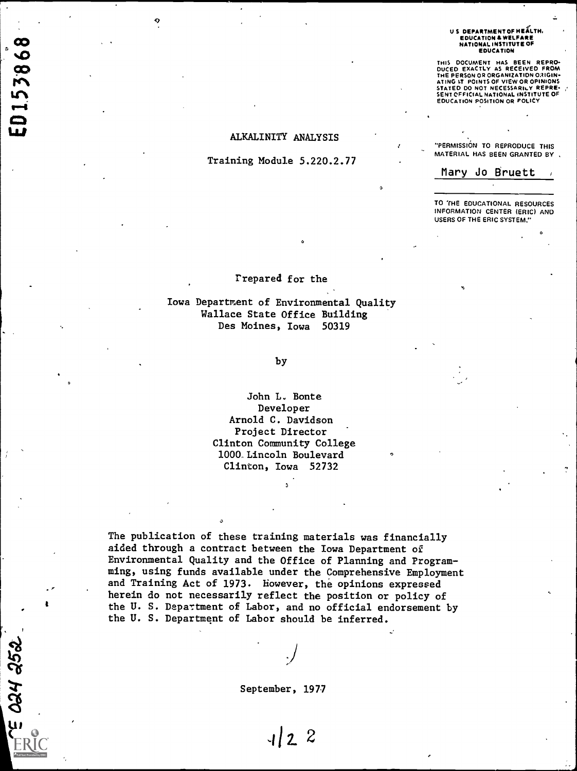U S DEPARTMENT OF HEALTH, EDUCATION & WELFARE NATIONAL INSTITUTE OF EDUCATION

THIS DOCUMENT HAS BEEN REPRODUCED EXACTLY AS RECEIVED FROM THE PERSON OR ORGANIZATION ORIGINATING IT POINTS OF VIEW OR OPINIONS STATED DO NOT NECESSARILY REPRESENT OFFICIAL NATIONAL INSTITUTE OF EDUCATION POSITION OR POLICY

"PERMISSION TO REPRODUCE THIS MATERIAL HAS BEEN GRANTED BY

Mary Jo Bruett

TO THE EDUCATIONAL RESOURCES INFORMATION CENTER (ERIC) AND USERS OF THE ERIC SYSTEM."

# ALKALINITY ANALYSIS

Training Module 5.220.2.77

Prepared for the

Iowa Department of Environmental Quality
Wallace State Office Building
Des Moines, Iowa 50319

by

John L. Bonte
Developer
Arnold C. Davidson
Project Director
Clinton Community College
1000 Lincoln Boulevard
Clinton, Iowa 52732

The publication of these training materials was financially aided through a contract between the Iowa Department of Environmental Quality and the Office of Planning and Programming, using funds available under the Comprehensive Employment and Training Act of 1973. However, the opinions expressed herein do not necessarily reflect the position or policy of the U. S. Department of Labor, and no official endorsement by the U. S. Department of Labor should be inferred.

September, 1977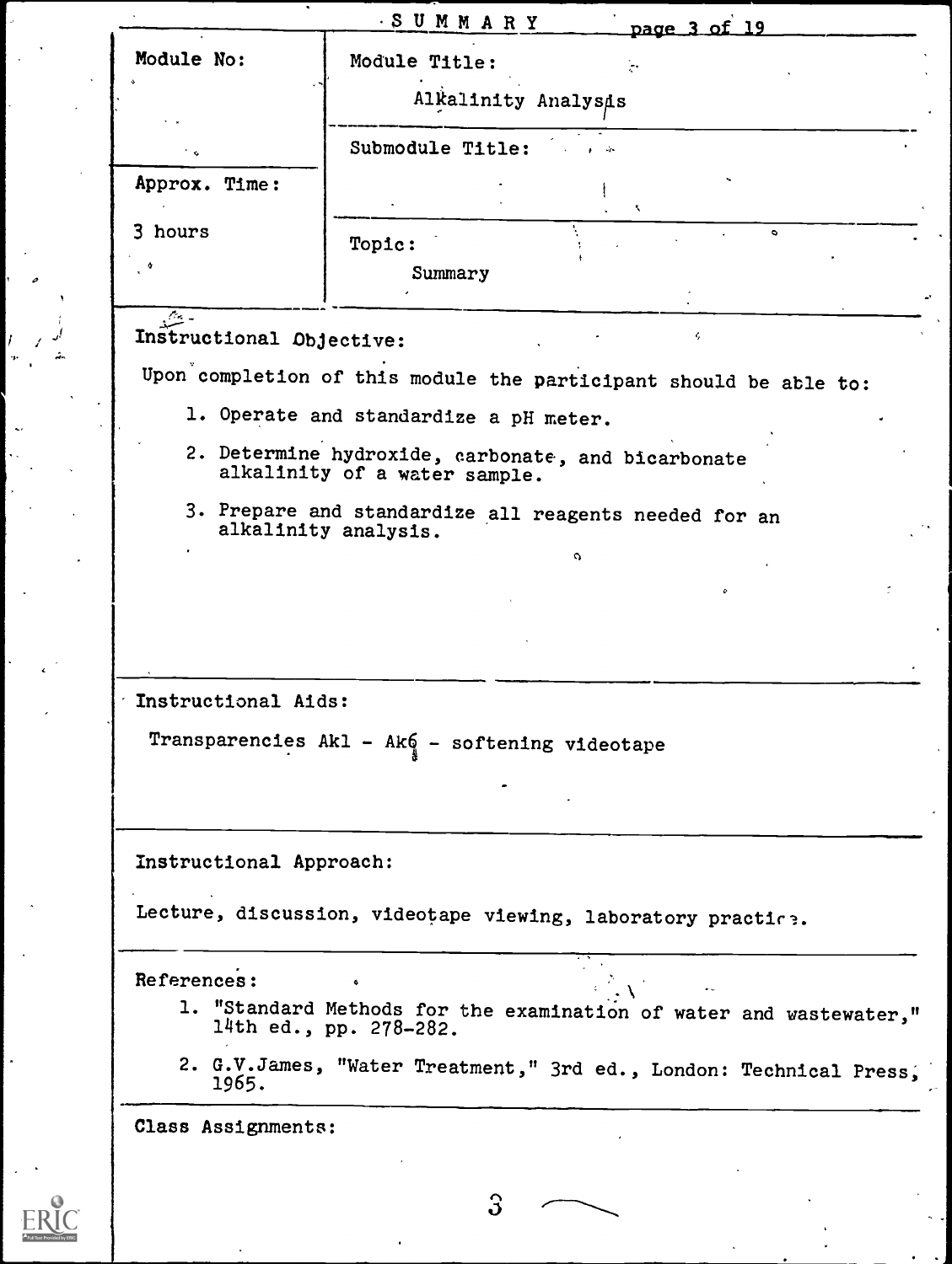# SUMMARY

| Module No: | Module Title: Alkalinity Analysis |
|---|---|
| | Submodule Title: |
| Approx. Time: 3 hours | Topic: Summary |

**Instructional Objective:**

Upon completion of this module the participant should be able to:

1. Operate and standardize a pH meter.
2. Determine hydroxide, carbonate, and bicarbonate alkalinity of a water sample.
3. Prepare and standardize all reagents needed for an alkalinity analysis.

**Instructional Aids:**

Transparencies Ak1 - Ak6 - softening videotape

**Instructional Approach:**

Lecture, discussion, videotape viewing, laboratory practice.

**References:**

1. "Standard Methods for the examination of water and wastewater," 14th ed., pp. 278-282.
2. G.V.James, "Water Treatment," 3rd ed., London: Technical Press, 1965.

**Class Assignments:**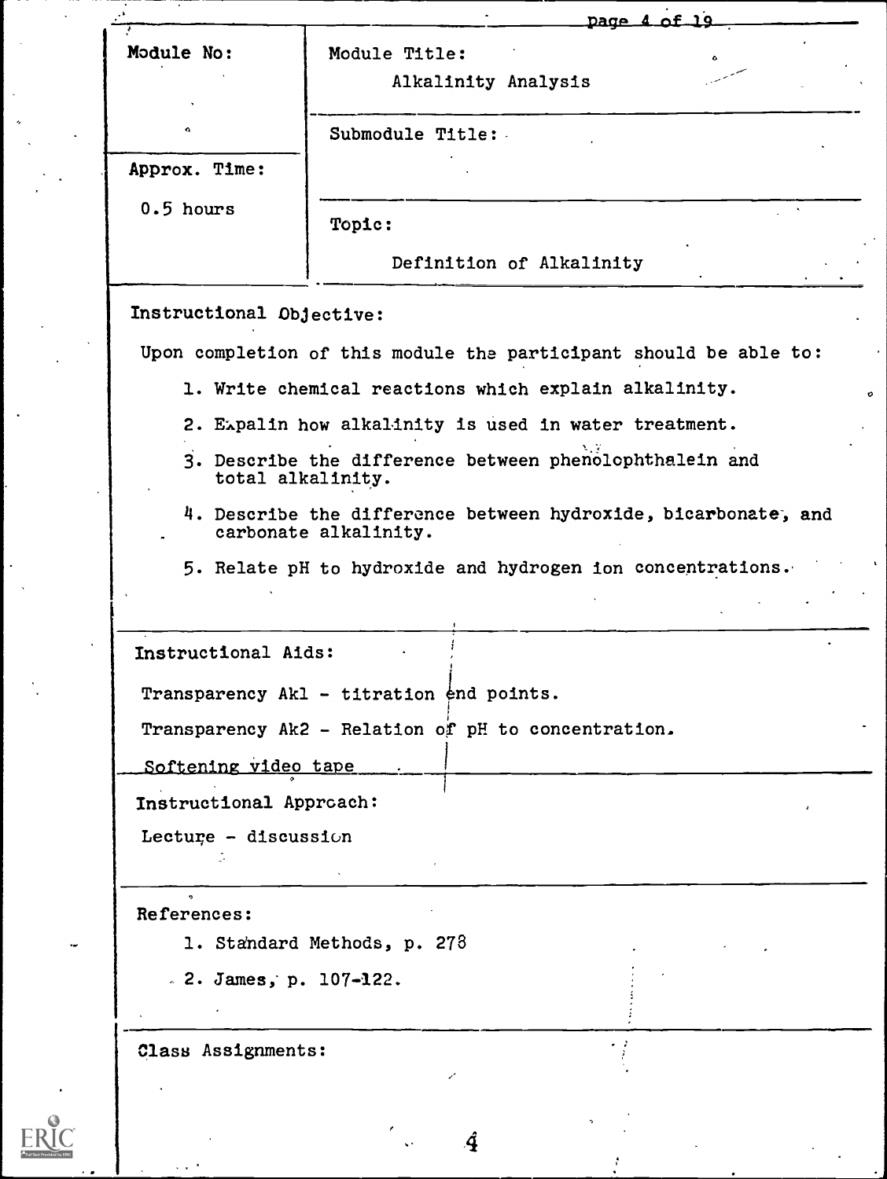| Module No: | Module Title: Alkalinity Analysis |
|---|---|
| | Submodule Title: |
| Approx. Time: 0.5 hours | Topic: Definition of Alkalinity |

**Instructional Objective:**

Upon completion of this module the participant should be able to:

1. Write chemical reactions which explain alkalinity.
2. Expalin how alkalinity is used in water treatment.
3. Describe the difference between phenolphthalein and total alkalinity.
4. Describe the difference between hydroxide, bicarbonate, and carbonate alkalinity.
5. Relate pH to hydroxide and hydrogen ion concentrations.

**Instructional Aids:**

Transparency Ak1 - titration end points.

Transparency Ak2 - Relation of pH to concentration.

Softening video tape

**Instructional Approach:**

Lecture - discussion

**References:**

1. Standard Methods, p. 278
2. James, p. 107-122.

**Class Assignments:**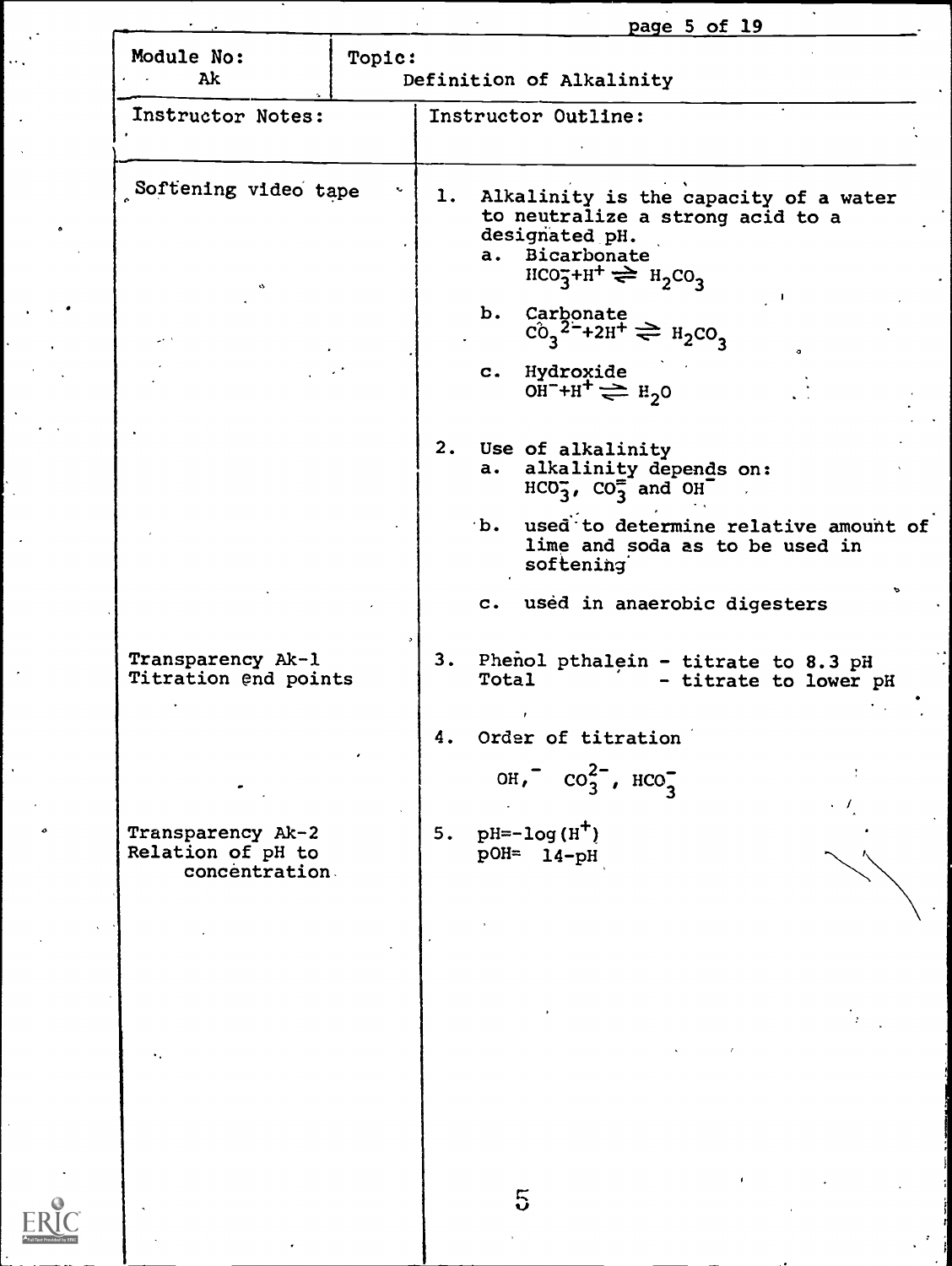| Module No: | Topic: |
|---|---|
| Ak | Definition of Alkalinity |

| Instructor Notes: | Instructor Outline: |
|---|---|
| Softening video tape | 1. Alkalinity is the capacity of a water to neutralize a strong acid to a designated pH.<br>a. Bicarbonate $HCO_3^- + H^+ \rightleftharpoons H_2CO_3$<br>b. Carbonate $CO_3^{2-} + 2H^+ \rightleftharpoons H_2CO_3$<br>c. Hydroxide $OH^- + H^+ \rightleftharpoons H_2O$ |
| | 2. Use of alkalinity<br>a. alkalinity depends on: $HCO_3^-$, $CO_3^=$ and $OH^-$<br>b. used to determine relative amount of lime and soda as to be used in softening<br>c. used in anaerobic digesters |
| Transparency Ak-1 Titration end points | 3. Phenol pthalein - titrate to 8.3 pH<br>Total - titrate to lower pH |
| | 4. Order of titration<br>$OH^-$, $CO_3^{2-}$, $HCO_3^-$ |
| Transparency Ak-2 Relation of pH to concentration | 5. $pH = -\log(H^+)$<br>$pOH = 14 - pH$ |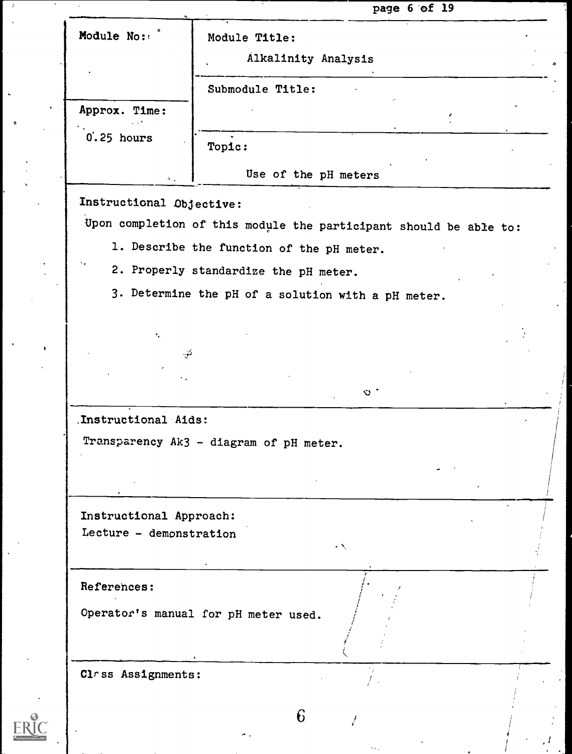| Module No: | Module Title: Alkalinity Analysis |
|---|---|
| | Submodule Title: |
| Approx. Time: 0.25 hours | Topic: Use of the pH meters |

**Instructional Objective:**

Upon completion of this module the participant should be able to:

1. Describe the function of the pH meter.
2. Properly standardize the pH meter.
3. Determine the pH of a solution with a pH meter.

**Instructional Aids:**

Transparency Ak3 - diagram of pH meter.

**Instructional Approach:**

Lecture - demonstration

**References:**

Operator's manual for pH meter used.

**Class Assignments:**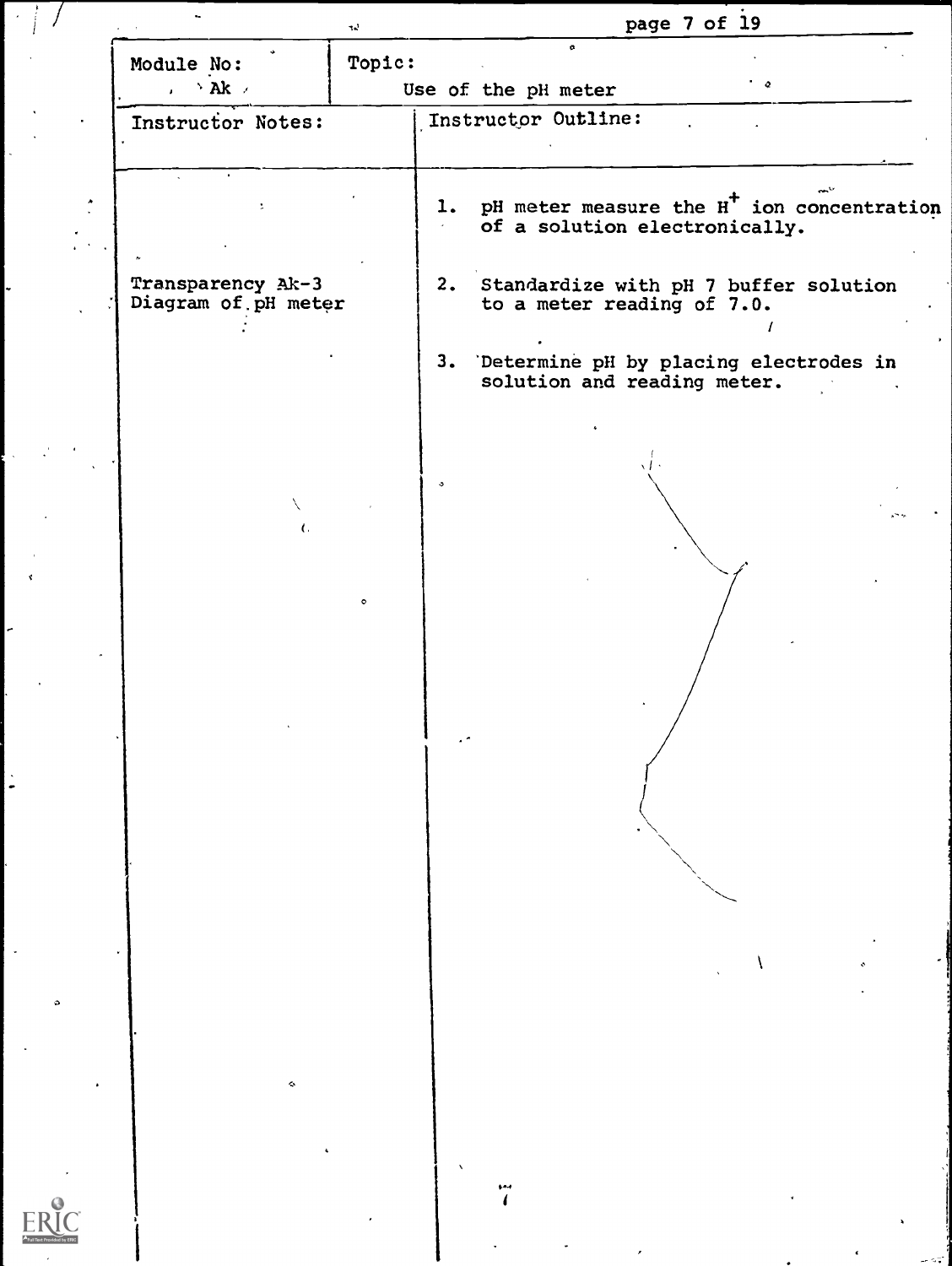| Module No: | Topic: |
| --- | --- |
| Ak | Use of the pH meter |

| Instructor Notes: | Instructor Outline: |
| --- | --- |
| | 1. pH meter measure the $H^+$ ion concentration of a solution electronically. |
| Transparency Ak-3 Diagram of pH meter | 2. Standardize with pH 7 buffer solution to a meter reading of 7.0. |
| | 3. Determine pH by placing electrodes in solution and reading meter. |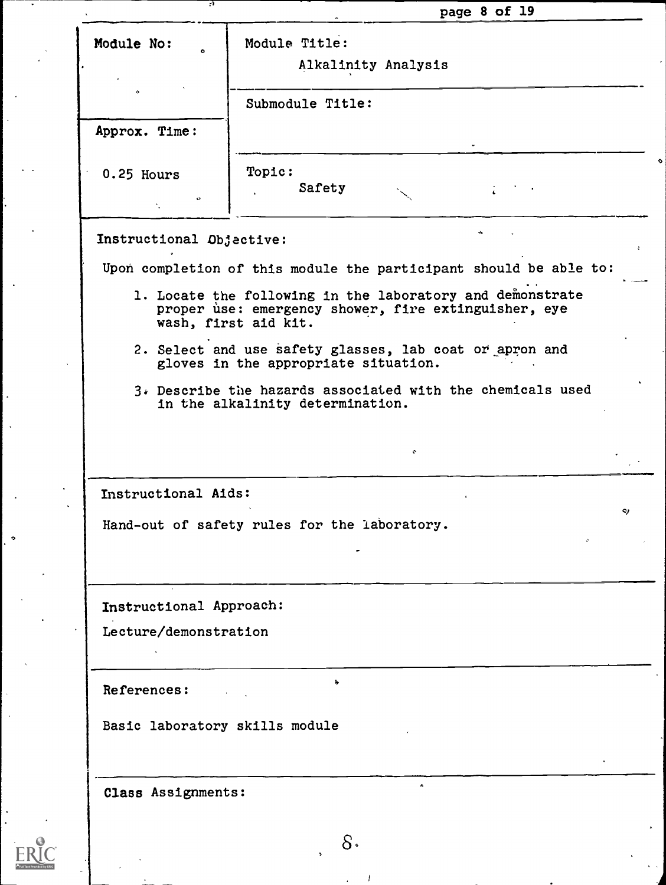| Module No: | Module Title: Alkalinity Analysis |
|---|---|
| | Submodule Title: |
| Approx. Time: 0.25 Hours | Topic: Safety |

**Instructional Objective:**

Upon completion of this module the participant should be able to:

1. Locate the following in the laboratory and demonstrate proper use: emergency shower, fire extinguisher, eye wash, first aid kit.
2. Select and use safety glasses, lab coat or apron and gloves in the appropriate situation.
3. Describe the hazards associated with the chemicals used in the alkalinity determination.

**Instructional Aids:**

Hand-out of safety rules for the laboratory.

**Instructional Approach:**

Lecture/demonstration

**References:**

Basic laboratory skills module

**Class Assignments:**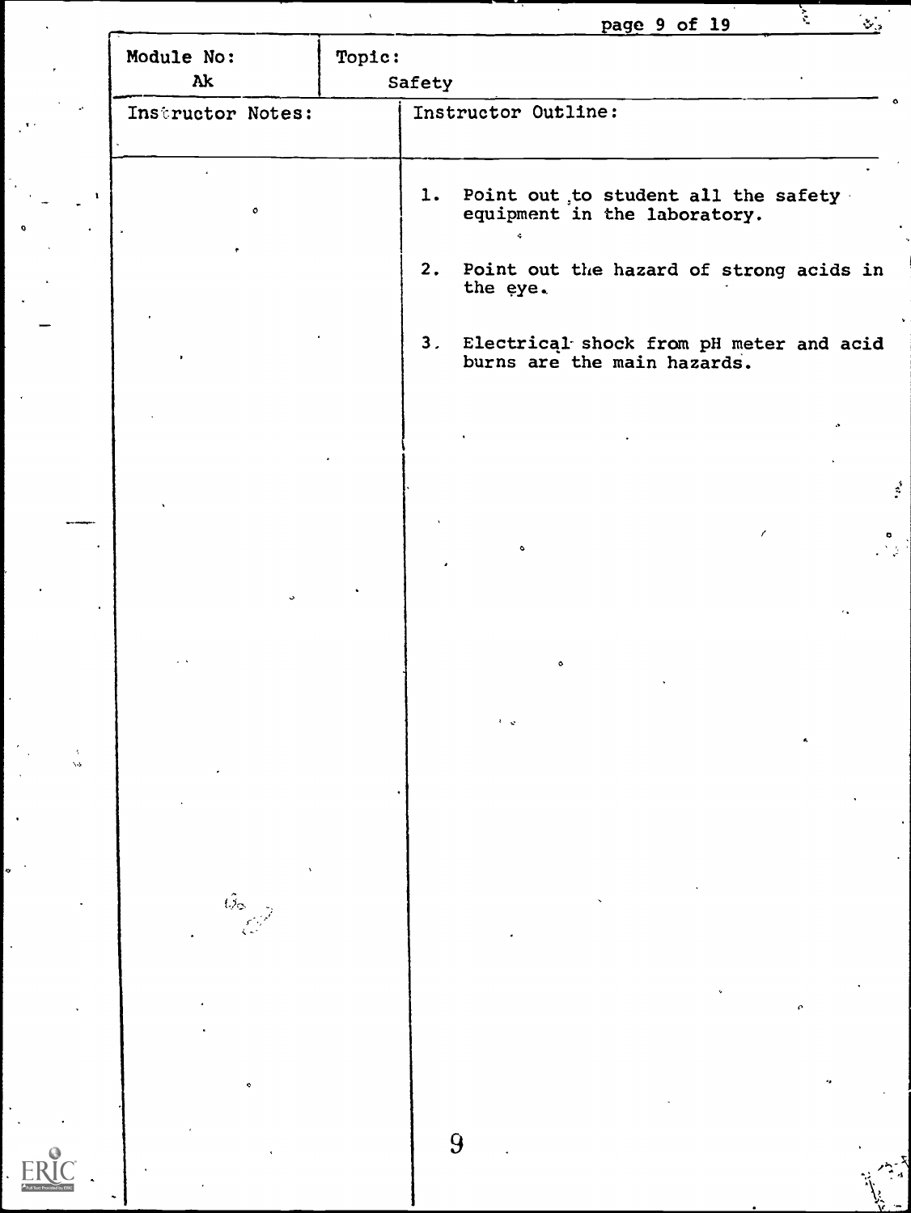| Module No: Ak | Topic: Safety |
| --- | --- |

| Instructor Notes: | Instructor Outline: |
| --- | --- |
| | 1. Point out to student all the safety equipment in the laboratory.<br><br>2. Point out the hazard of strong acids in the eye.<br><br>3. Electrical shock from pH meter and acid burns are the main hazards. |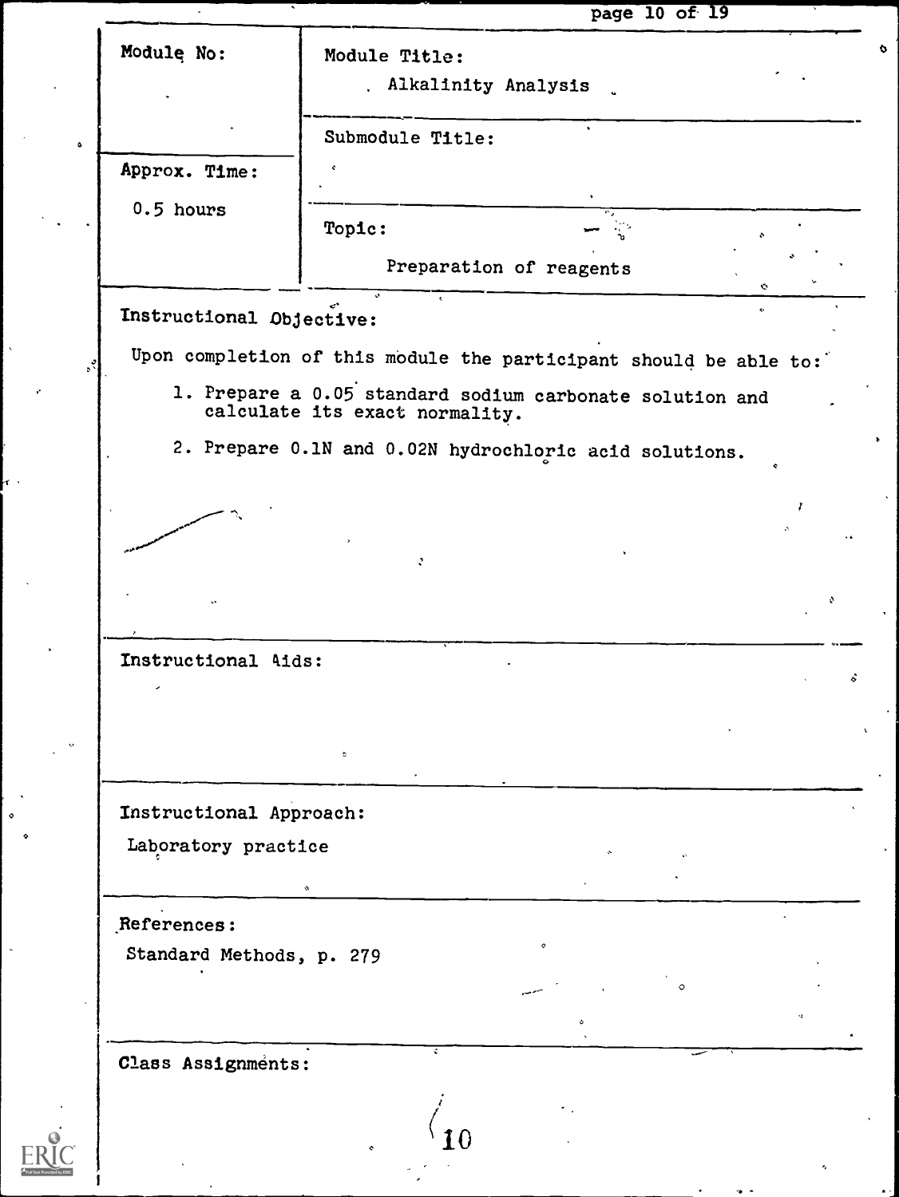| Module No: | Module Title: Alkalinity Analysis |
| --- | --- |
| | Submodule Title: |
| Approx. Time: 0.5 hours | Topic: Preparation of reagents |

**Instructional Objective:**

Upon completion of this module the participant should be able to:

1. Prepare a 0.05 standard sodium carbonate solution and calculate its exact normality.
2. Prepare 0.1N and 0.02N hydrochloric acid solutions.

**Instructional Aids:**

**Instructional Approach:**

Laboratory practice

**References:**

Standard Methods, p. 279

**Class Assignments:**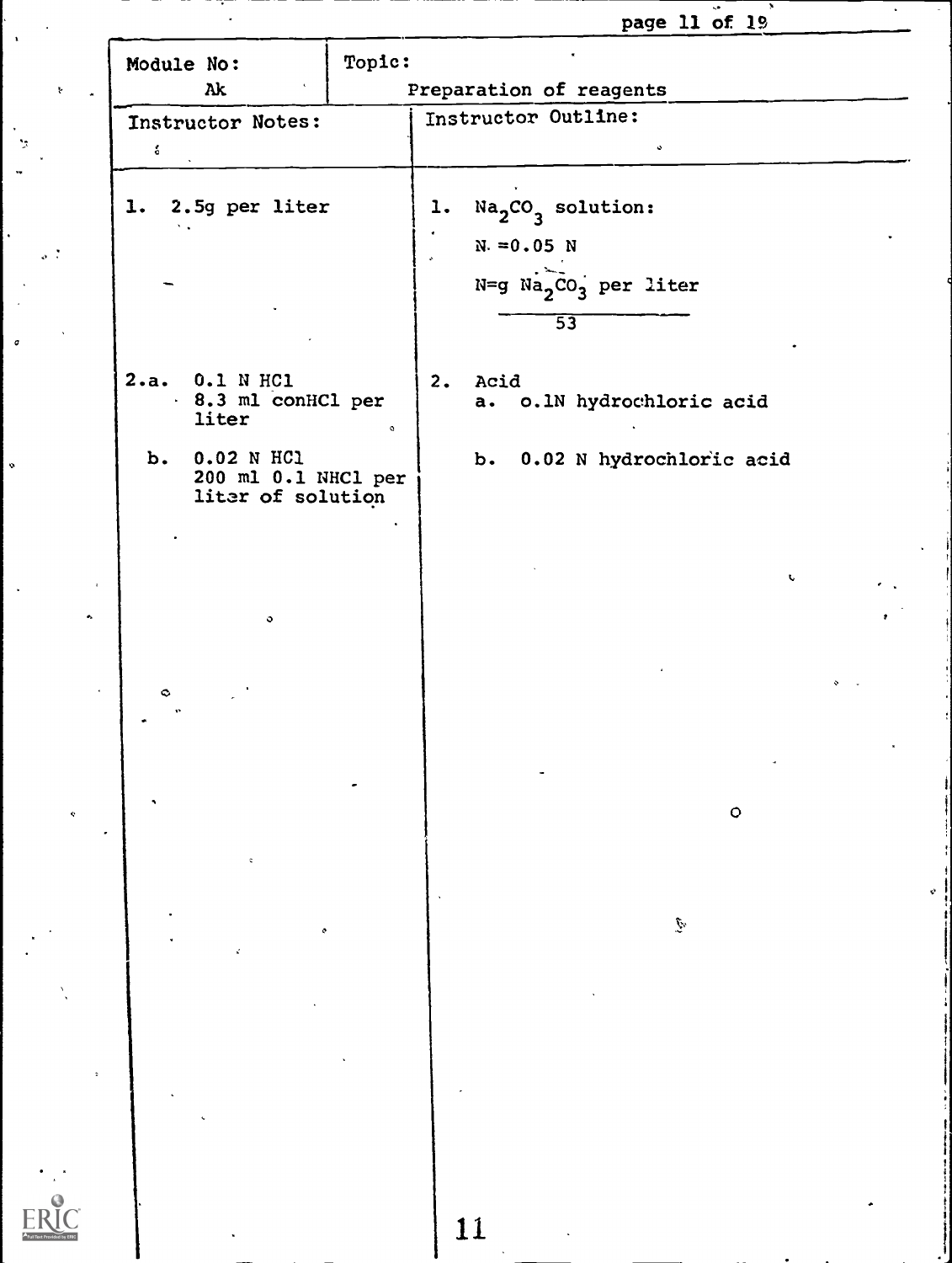| Module No: Ak | Topic: Preparation of reagents |
| --- | --- |
| **Instructor Notes:** | **Instructor Outline:** |
| 1. 2.5g per liter | 1. $Na_2CO_3$ solution: <br> N. =0.05 N <br> $N = \frac{g\ Na_2CO_3 \text{ per liter}}{53}$ |
| 2.a. 0.1 N HCl <br> 8.3 ml conHCl per liter | 2. Acid <br> a. o.1N hydrochloric acid |
| b. 0.02 N HCl <br> 200 ml 0.1 NHCl per liter of solution | b. 0.02 N hydrochloric acid |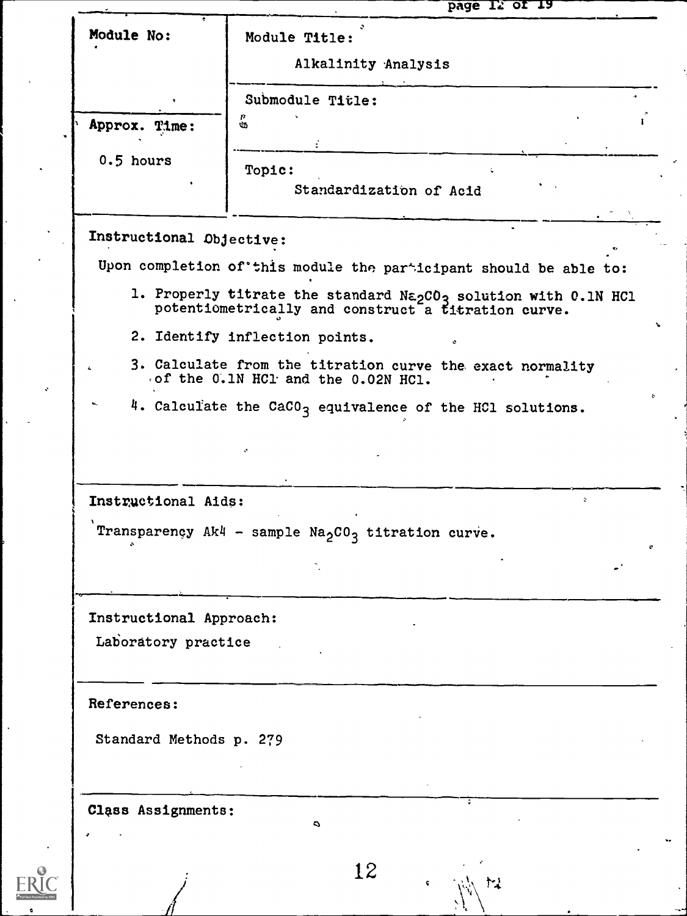| Module No: | Module Title: Alkalinity Analysis |
| --- | --- |
| | Submodule Title: |
| Approx. Time: 0.5 hours | Topic: Standardization of Acid |

**Instructional Objective:**

Upon completion of this module the participant should be able to:

1. Properly titrate the standard $Na_2CO_3$ solution with 0.1N HCl potentiometrically and construct a titration curve.
2. Identify inflection points.
3. Calculate from the titration curve the exact normality of the 0.1N HCl and the 0.02N HCl.
4. Calculate the $CaCO_3$ equivalence of the HCl solutions.

**Instructional Aids:**

Transparency Ak4 - sample $Na_2CO_3$ titration curve.

**Instructional Approach:**

Laboratory practice

**References:**

Standard Methods p. 279

**Class Assignments:**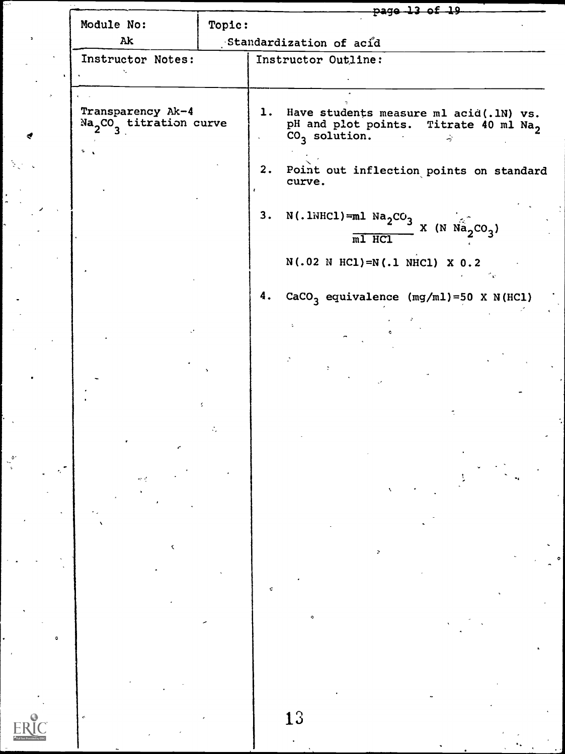| Module No: | Topic: |
|---|---|
| Ak | Standardization of acid |

| Instructor Notes: | Instructor Outline: |
|---|---|
| Transparency Ak-4 $Na_2CO_3$ titration curve | 1. Have students measure ml acid(.1N) vs. pH and plot points. Titrate 40 ml $Na_2CO_3$ solution. |
| | 2. Point out inflection points on standard curve. |
| | 3. $N(.1NHCl) = \frac{ml\ Na_2CO_3}{ml\ HCl} \times (N\ Na_2CO_3)$ <br> $N(.02\ N\ HCl) = N(.1\ NHCl) \times 0.2$ |
| | 4. $CaCO_3$ equivalence (mg/ml) = $50 \times N(HCl)$ |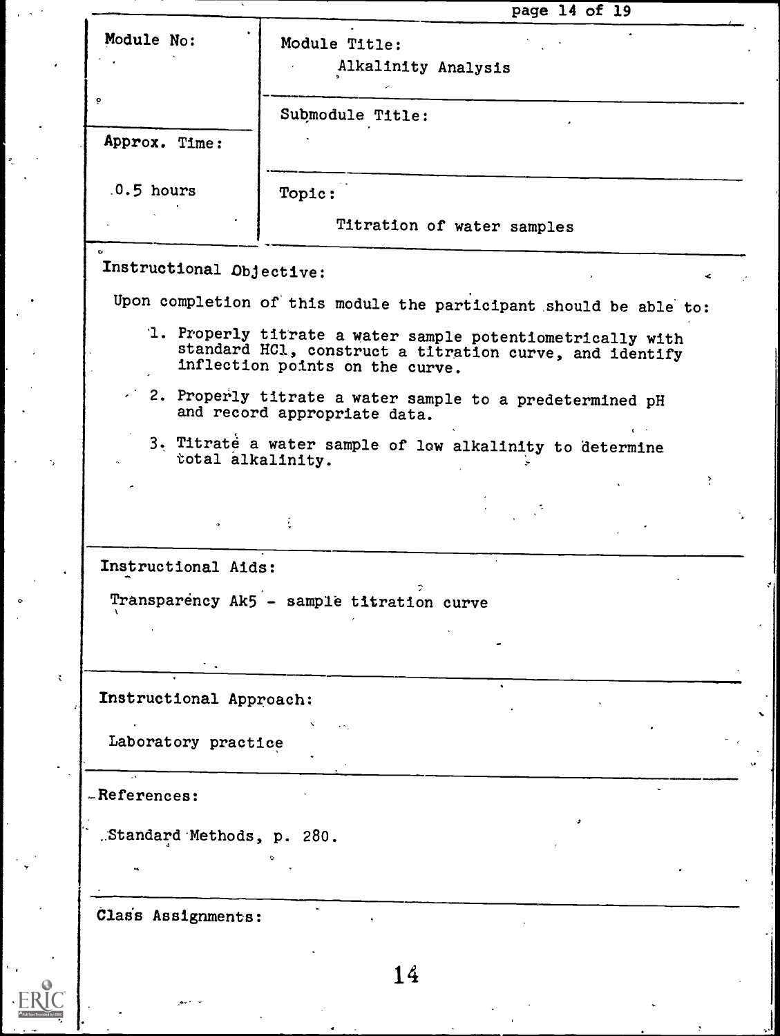| Module No: | Module Title: Alkalinity Analysis |
|---|---|
| | Submodule Title: |
| Approx. Time: 0.5 hours | Topic: Titration of water samples |

**Instructional Objective:**

Upon completion of this module the participant should be able to:

1. Properly titrate a water sample potentiometrically with standard HCl, construct a titration curve, and identify inflection points on the curve.
2. Properly titrate a water sample to a predetermined pH and record appropriate data.
3. Titrate a water sample of low alkalinity to determine total alkalinity.

**Instructional Aids:**

Transparency Ak5 - sample titration curve

**Instructional Approach:**

Laboratory practice

**References:**

Standard Methods, p. 280.

**Class Assignments:**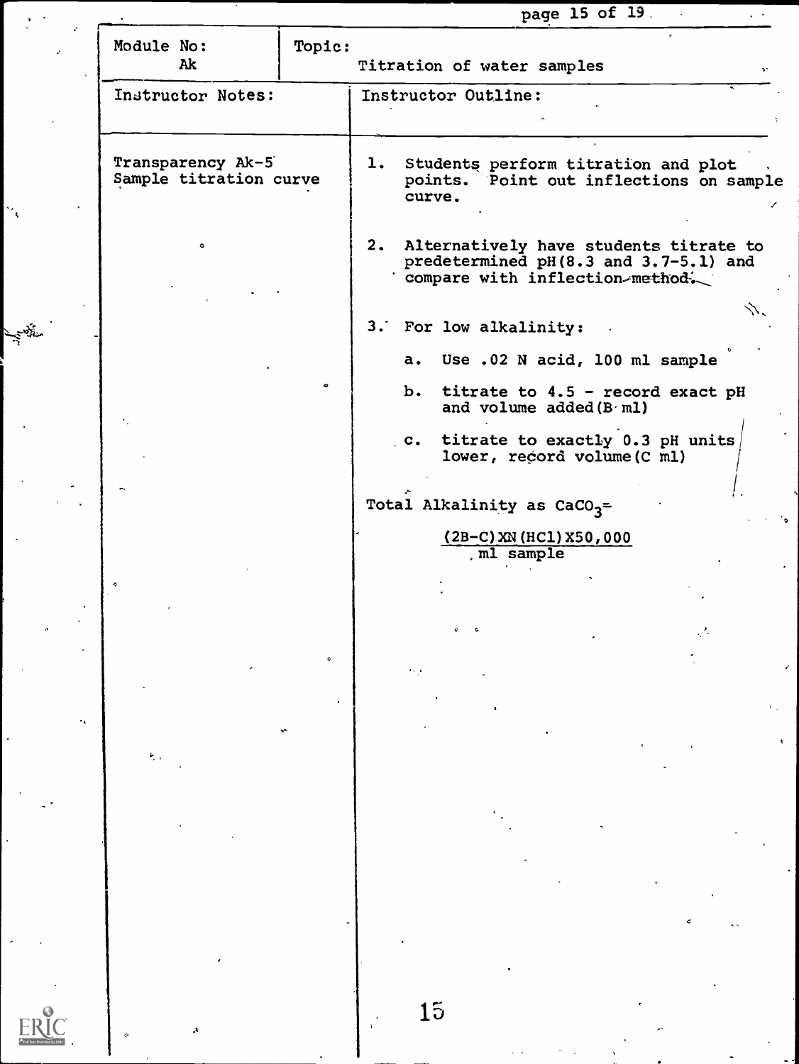| Module No: Ak | Topic: Titration of water samples |
|---|---|
| **Instructor Notes:** | **Instructor Outline:** |
| Transparency Ak-5 Sample titration curve | 1. Students perform titration and plot points. Point out inflections on sample curve. |
| | 2. Alternatively have students titrate to predetermined pH(8.3 and 3.7-5.1) and compare with inflection method. |
| | 3. For low alkalinity: |
| | a. Use .02 N acid, 100 ml sample |
| | b. titrate to 4.5 - record exact pH and volume added(B ml) |
| | c. titrate to exactly 0.3 pH units lower, record volume(C ml) |
| | Total Alkalinity as $CaCO_3$ = $\frac{(2B-C) \times N(HCl) \times 50,000}{\text{ml sample}}$ |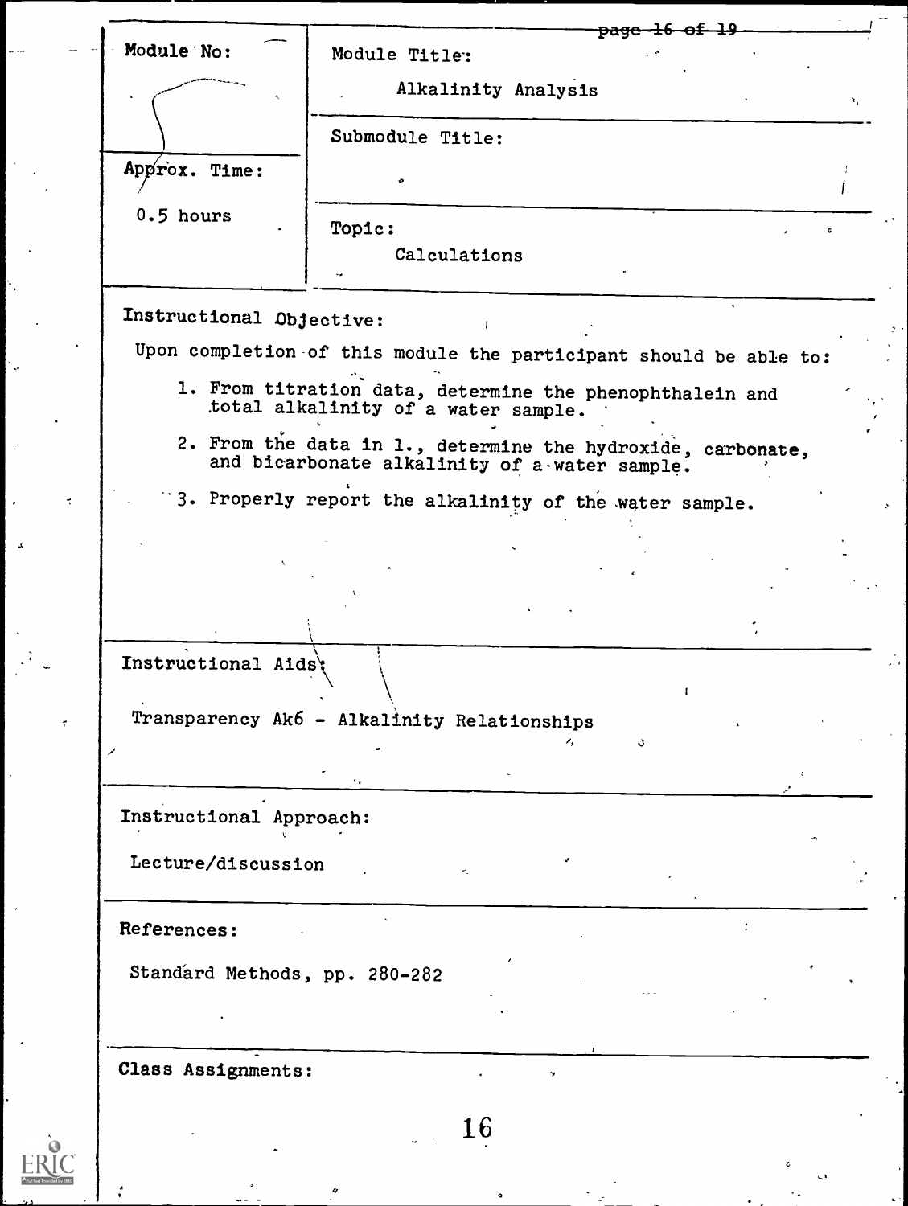| Module No: | Module Title: Alkalinity Analysis |
|---|---|
| | Submodule Title: |
| Approx. Time: 0.5 hours | Topic: Calculations |

**Instructional Objective:**

Upon completion of this module the participant should be able to:

1. From titration data, determine the phenophthalein and total alkalinity of a water sample.
2. From the data in 1., determine the hydroxide, carbonate, and bicarbonate alkalinity of a water sample.
3. Properly report the alkalinity of the water sample.

**Instructional Aids:**

Transparency Ak6 - Alkalinity Relationships

**Instructional Approach:**

Lecture/discussion

**References:**

Standard Methods, pp. 280-282

**Class Assignments:**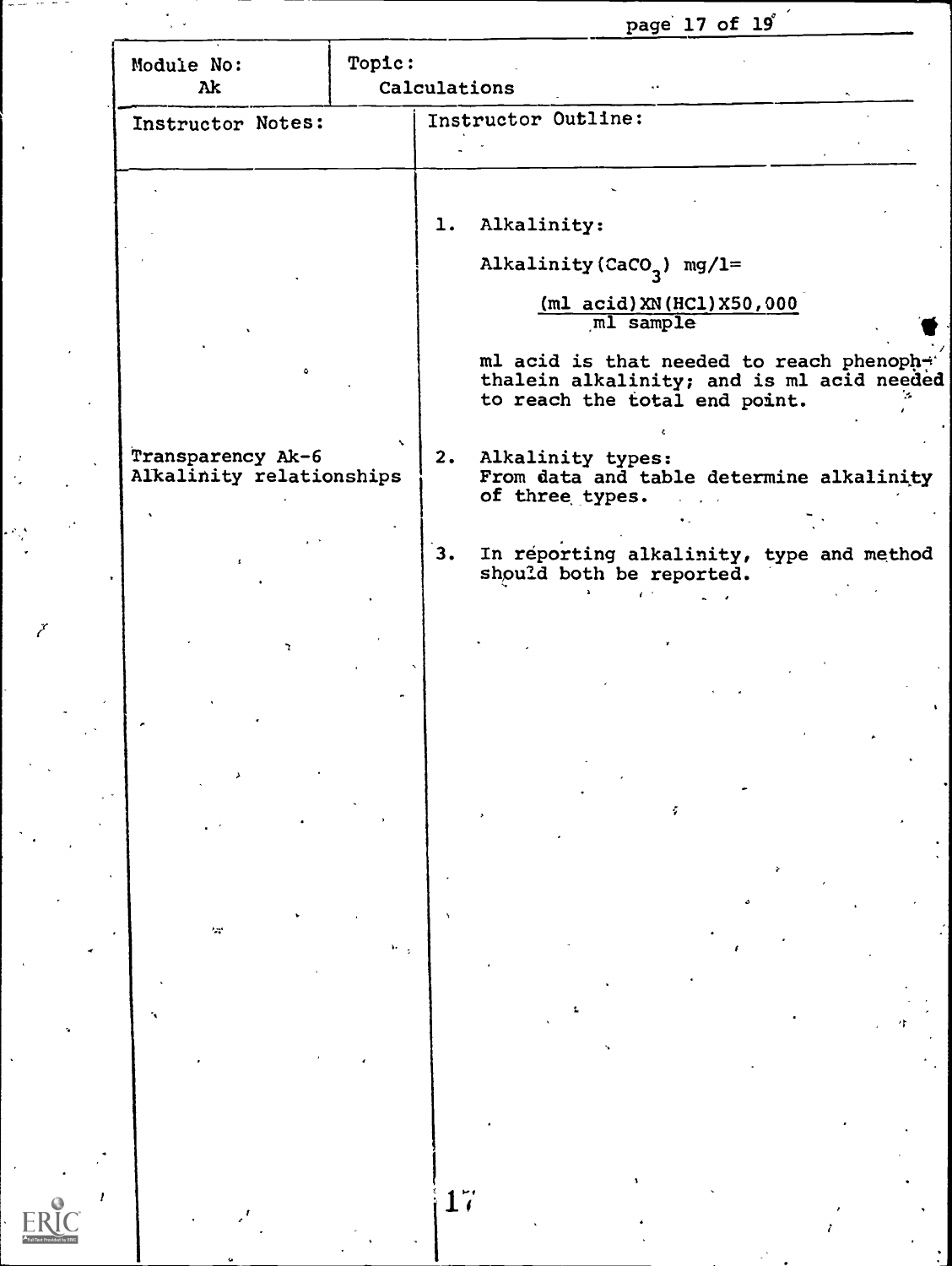| Module No: Ak | Topic: Calculations |
|---|---|

| Instructor Notes: | Instructor Outline: |
|---|---|
| | 1. Alkalinity:<br><br>Alkalinity($CaCO_3$) mg/l=<br><br>$$\frac{(\text{ml acid}) \times N(HCl) \times 50{,}000}{\text{ml sample}}$$<br><br>ml acid is that needed to reach phenophthalein alkalinity; and is ml acid needed to reach the total end point. |
| Transparency Ak-6 Alkalinity relationships | 2. Alkalinity types: From data and table determine alkalinity of three types. |
| | 3. In reporting alkalinity, type and method should both be reported. |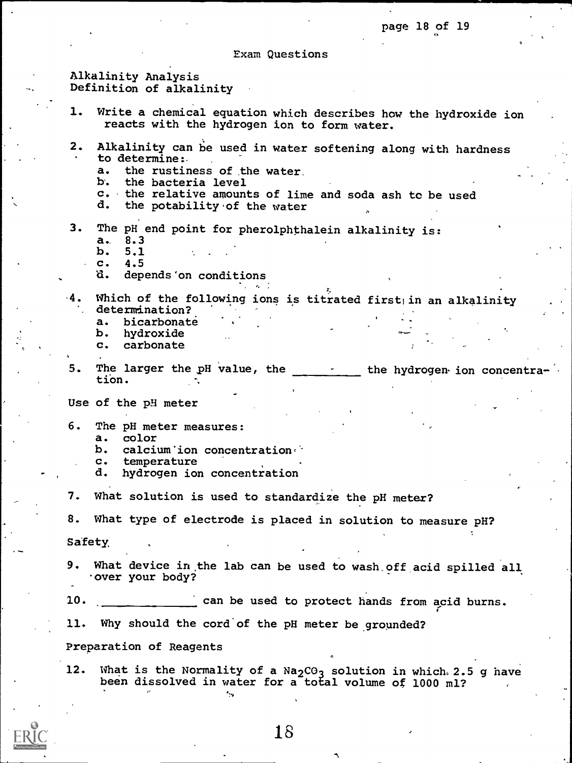# Exam Questions

## Alkalinity Analysis

### Definition of alkalinity

1. Write a chemical equation which describes how the hydroxide ion reacts with the hydrogen ion to form water.

2. Alkalinity can be used in water softening along with hardness to determine:
   a. the rustiness of the water
   b. the bacteria level
   c. the relative amounts of lime and soda ash to be used
   d. the potability of the water

3. The pH end point for pherolphthalein alkalinity is:
   a. 8.3
   b. 5.1
   c. 4.5
   d. depends on conditions

4. Which of the following ions is titrated first in an alkalinity determination?
   a. bicarbonate
   b. hydroxide
   c. carbonate

5. The larger the pH value, the __________ the hydrogen ion concentration.

### Use of the pH meter

6. The pH meter measures:
   a. color
   b. calcium ion concentration
   c. temperature
   d. hydrogen ion concentration

7. What solution is used to standardize the pH meter?

8. What type of electrode is placed in solution to measure pH?

### Safety

9. What device in the lab can be used to wash off acid spilled all over your body?

10. ______________ can be used to protect hands from acid burns.

11. Why should the cord of the pH meter be grounded?

### Preparation of Reagents

12. What is the Normality of a $Na_2CO_3$ solution in which 2.5 g have been dissolved in water for a total volume of 1000 ml?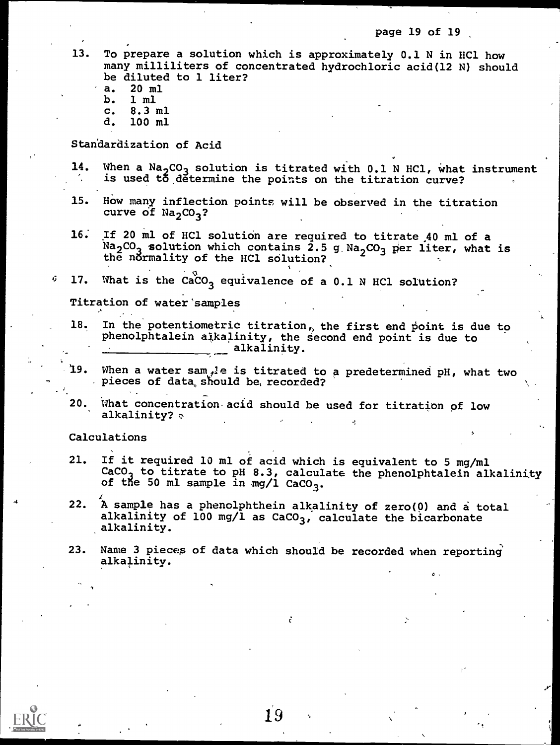13. To prepare a solution which is approximately 0.1 N in HCl how many milliliters of concentrated hydrochloric acid(12 N) should be diluted to 1 liter?
    a. 20 ml
    b. 1 ml
    c. 8.3 ml
    d. 100 ml

Standardization of Acid

14. When a $Na_2CO_3$ solution is titrated with 0.1 N HCl, what instrument is used to determine the points on the titration curve?

15. How many inflection points will be observed in the titration curve of $Na_2CO_3$?

16. If 20 ml of HCl solution are required to titrate 40 ml of a $Na_2CO_3$ solution which contains 2.5 g $Na_2CO_3$ per liter, what is the normality of the HCl solution?

17. What is the $CaCO_3$ equivalence of a 0.1 N HCl solution?

Titration of water samples

18. In the potentiometric titration, the first end point is due to phenolphtalein alkalinity, the second end point is due to ________________ alkalinity.

19. When a water sample is titrated to a predetermined pH, what two pieces of data should be recorded?

20. What concentration acid should be used for titration of low alkalinity?

Calculations

21. If it required 10 ml of acid which is equivalent to 5 mg/ml $CaCO_3$ to titrate to pH 8.3, calculate the phenolphtalein alkalinity of the 50 ml sample in mg/l $CaCO_3$.

22. A sample has a phenolphthein alkalinity of zero(0) and a total alkalinity of 100 mg/l as $CaCO_3$, calculate the bicarbonate alkalinity.

23. Name 3 pieces of data which should be recorded when reporting alkalinity.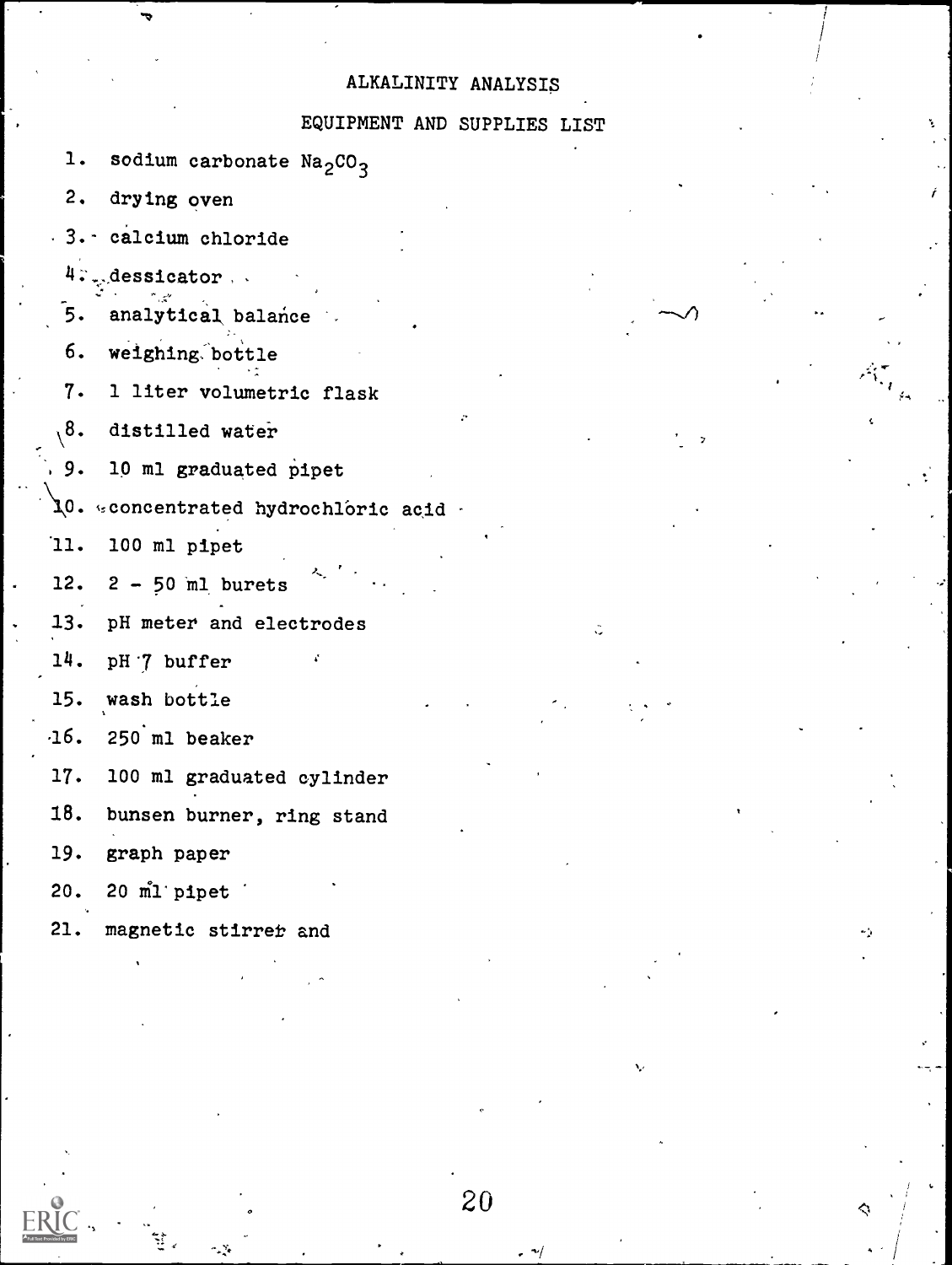# ALKALINITY ANALYSIS

## EQUIPMENT AND SUPPLIES LIST

1. sodium carbonate $Na_2CO_3$
2. drying oven
3. calcium chloride
4. dessicator
5. analytical balance
6. weighing bottle
7. 1 liter volumetric flask
8. distilled water
9. 10 ml graduated pipet
10. concentrated hydrochloric acid
11. 100 ml pipet
12. 2 - 50 ml burets
13. pH meter and electrodes
14. pH 7 buffer
15. wash bottle
16. 250 ml beaker
17. 100 ml graduated cylinder
18. bunsen burner, ring stand
19. graph paper
20. 20 ml pipet
21. magnetic stirrer and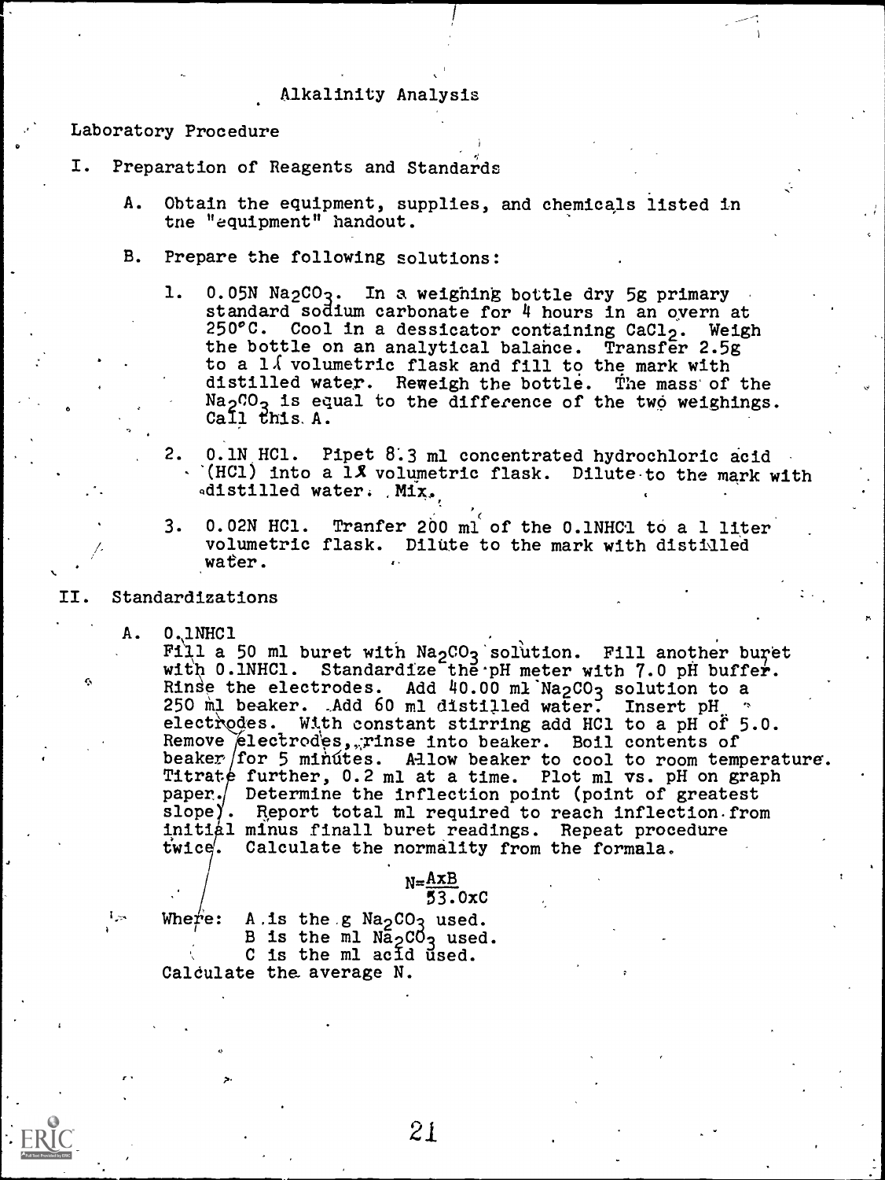# Alkalinity Analysis

## Laboratory Procedure

I. Preparation of Reagents and Standards

A. Obtain the equipment, supplies, and chemicals listed in the "equipment" handout.

B. Prepare the following solutions:

1. 0.05N $Na_2CO_3$. In a weighing bottle dry 5g primary standard sodium carbonate for 4 hours in an overn at 250°C. Cool in a dessicator containing $CaCl_2$. Weigh the bottle on an analytical balance. Transfer 2.5g to a 1ℓ volumetric flask and fill to the mark with distilled water. Reweigh the bottle. The mass of the $Na_2CO_3$ is equal to the difference of the two weighings. Call this A.

2. 0.1N HCl. Pipet 8.3 ml concentrated hydrochloric acid (HCl) into a 1ℓ volumetric flask. Dilute to the mark with distilled water. Mix.

3. 0.02N HCl. Tranfer 200 ml of the 0.1NHCl to a 1 liter volumetric flask. Dilute to the mark with distilled water.

II. Standardizations

A. 0.1NHCl

Fill a 50 ml buret with $Na_2CO_3$ solution. Fill another buret with 0.1NHCl. Standardize the pH meter with 7.0 pH buffer. Rinse the electrodes. Add 40.00 ml $Na_2CO_3$ solution to a 250 ml beaker. Add 60 ml distilled water. Insert pH electrodes. With constant stirring add HCl to a pH of 5.0. Remove electrodes, rinse into beaker. Boil contents of beaker for 5 minutes. Allow beaker to cool to room temperature. Titrate further, 0.2 ml at a time. Plot ml vs. pH on graph paper. Determine the inflection point (point of greatest slope). Report total ml required to reach inflection from initial minus finall buret readings. Repeat procedure twice. Calculate the normality from the formala.

$$N = \frac{A \times B}{53.0 \times C}$$

Where: A is the g $Na_2CO_3$ used.
B is the ml $Na_2CO_3$ used.
C is the ml acid used.

Calculate the average N.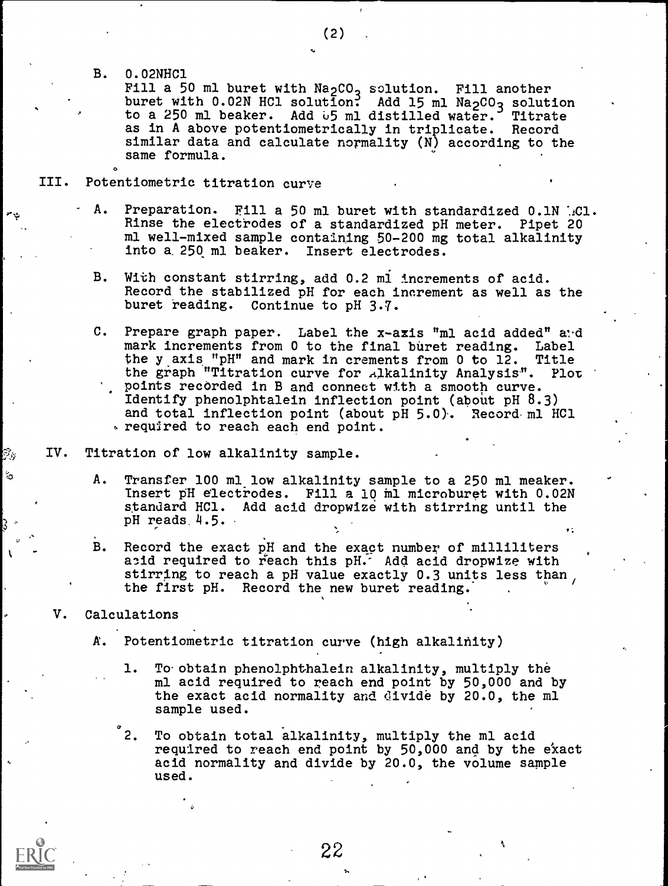B. 0.02NHCl

Fill a 50 ml buret with $Na_2CO_3$ solution. Fill another buret with 0.02N HCl solution. Add 15 ml $Na_2CO_3$ solution to a 250 ml beaker. Add 65 ml distilled water. Titrate as in A above potentiometrically in triplicate. Record similar data and calculate normality (N) according to the same formula.

III. Potentiometric titration curve

A. Preparation. Fill a 50 ml buret with standardized 0.1N HCl. Rinse the electrodes of a standardized pH meter. Pipet 20 ml well-mixed sample containing 50-200 mg total alkalinity into a 250 ml beaker. Insert electrodes.

B. With constant stirring, add 0.2 ml increments of acid. Record the stabilized pH for each increment as well as the buret reading. Continue to pH 3.7.

C. Prepare graph paper. Label the x-axis "ml acid added" and mark increments from 0 to the final buret reading. Label the y axis "pH" and mark in crements from 0 to 12. Title the graph "Titration curve for Alkalinity Analysis". Plot points recorded in B and connect with a smooth curve. Identify phenolphtalein inflection point (about pH 8.3) and total inflection point (about pH 5.0). Record ml HCl required to reach each end point.

IV. Titration of low alkalinity sample.

A. Transfer 100 ml low alkalinity sample to a 250 ml meaker. Insert pH electrodes. Fill a 10 ml microburet with 0.02N standard HCl. Add acid dropwize with stirring until the pH reads 4.5.

B. Record the exact pH and the exact number of milliliters acid required to reach this pH. Add acid dropwize with stirring to reach a pH value exactly 0.3 units less than the first pH. Record the new buret reading.

V. Calculations

A. Potentiometric titration curve (high alkalinity)

1. To obtain phenolphthalein alkalinity, multiply the ml acid required to reach end point by 50,000 and by the exact acid normality and divide by 20.0, the ml sample used.

2. To obtain total alkalinity, multiply the ml acid required to reach end point by 50,000 and by the exact acid normality and divide by 20.0, the volume sample used.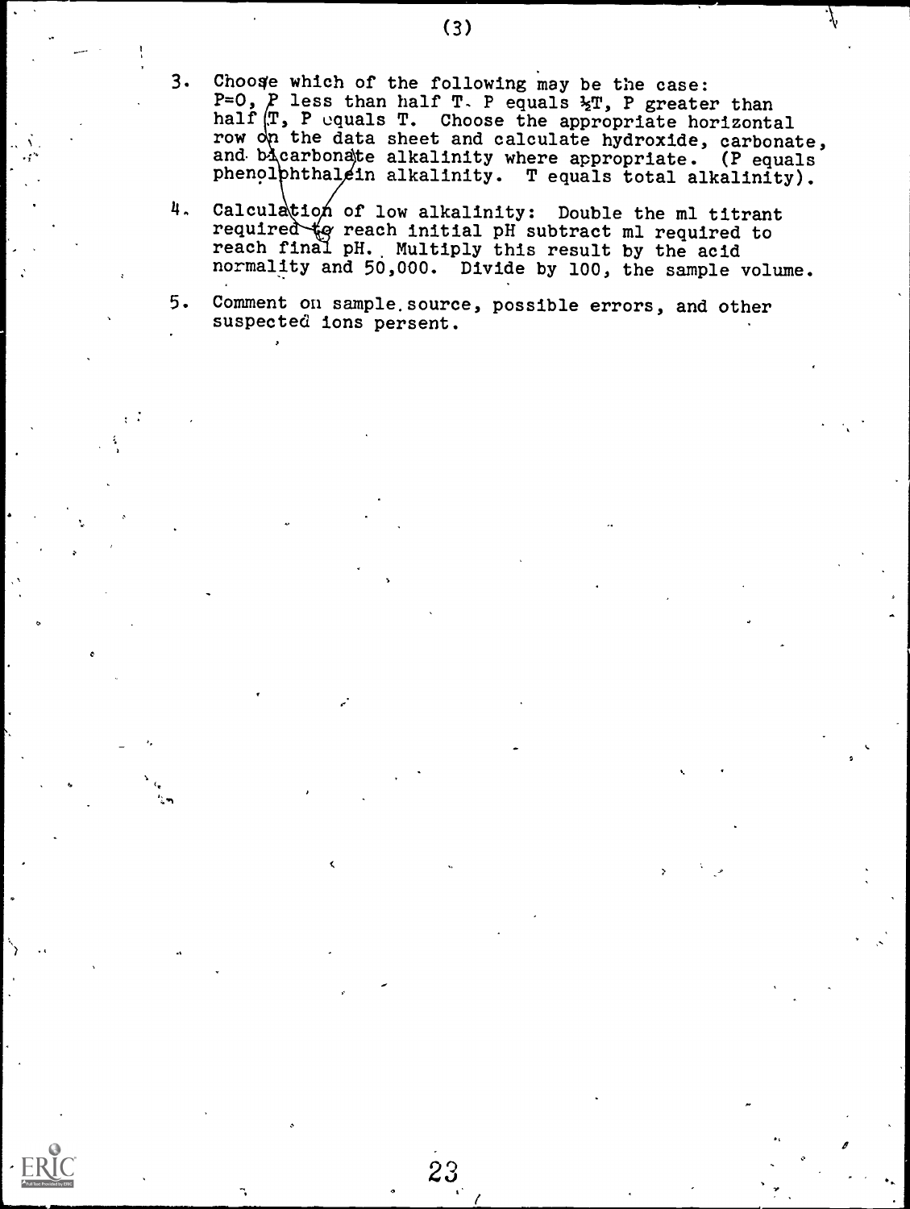3. Choose which of the following may be the case: $P=0$, $P$ less than half $T$. $P$ equals $\frac{1}{2}T$, $P$ greater than half $T$, $P$ equals $T$. Choose the appropriate horizontal row on the data sheet and calculate hydroxide, carbonate, and bicarbonate alkalinity where appropriate. ($P$ equals phenolphthalein alkalinity. $T$ equals total alkalinity).

4. Calculation of low alkalinity: Double the ml titrant required to reach initial pH subtract ml required to reach final pH. Multiply this result by the acid normality and 50,000. Divide by 100, the sample volume.

5. Comment on sample source, possible errors, and other suspected ions persent.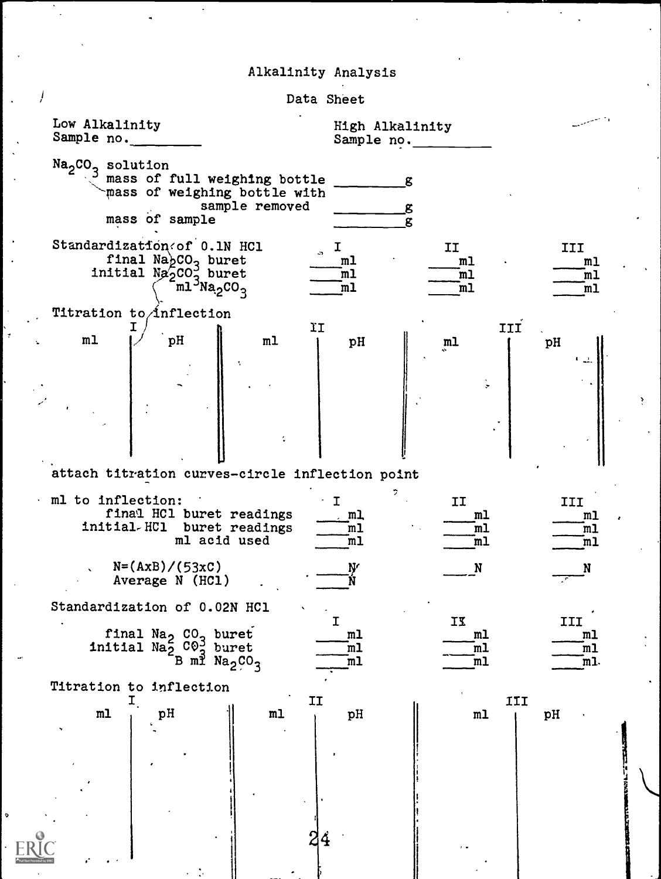# Alkalinity Analysis

## Data Sheet

Low Alkalinity Sample no.________ High Alkalinity Sample no.________

$Na_2CO_3$ solution

| | |
|---|---|
| mass of full weighing bottle | ________g |
| mass of weighing bottle with sample removed | ________g |
| mass of sample | ________g |

Standardization of 0.1N HCl

| | I | II | III |
|---|---|---|---|
| final $Na_2CO_3$ buret | ____ml | ____ml | ____ml |
| initial $Na_2CO_3$ buret | ____ml | ____ml | ____ml |
| ml $Na_2CO_3$ | ____ml | ____ml | ____ml |

Titration to inflection

| I ml | I pH | II ml | II pH | III ml | III pH |
|---|---|---|---|---|---|
| | | | | | |

attach titration curves-circle inflection point

ml to inflection:

| | I | II | III |
|---|---|---|---|
| final HCl buret readings | ____ml | ____ml | ____ml |
| initial HCl buret readings | ____ml | ____ml | ____ml |
| ml acid used | ____ml | ____ml | ____ml |
| $N=(A \times B)/(53 \times C)$ | ____N | ____N | ____N |
| Average N (HCl) | ____N | | |

Standardization of 0.02N HCl

| | I | II | III |
|---|---|---|---|
| final $Na_2CO_3$ buret | ____ml | ____ml | ____ml |
| initial $Na_2CO_3$ buret | ____ml | ____ml | ____ml |
| B ml $Na_2CO_3$ | ____ml | ____ml | ____ml |

Titration to inflection

| I ml | I pH | II ml | II pH | III ml | III pH |
|---|---|---|---|---|---|
| | | | | | |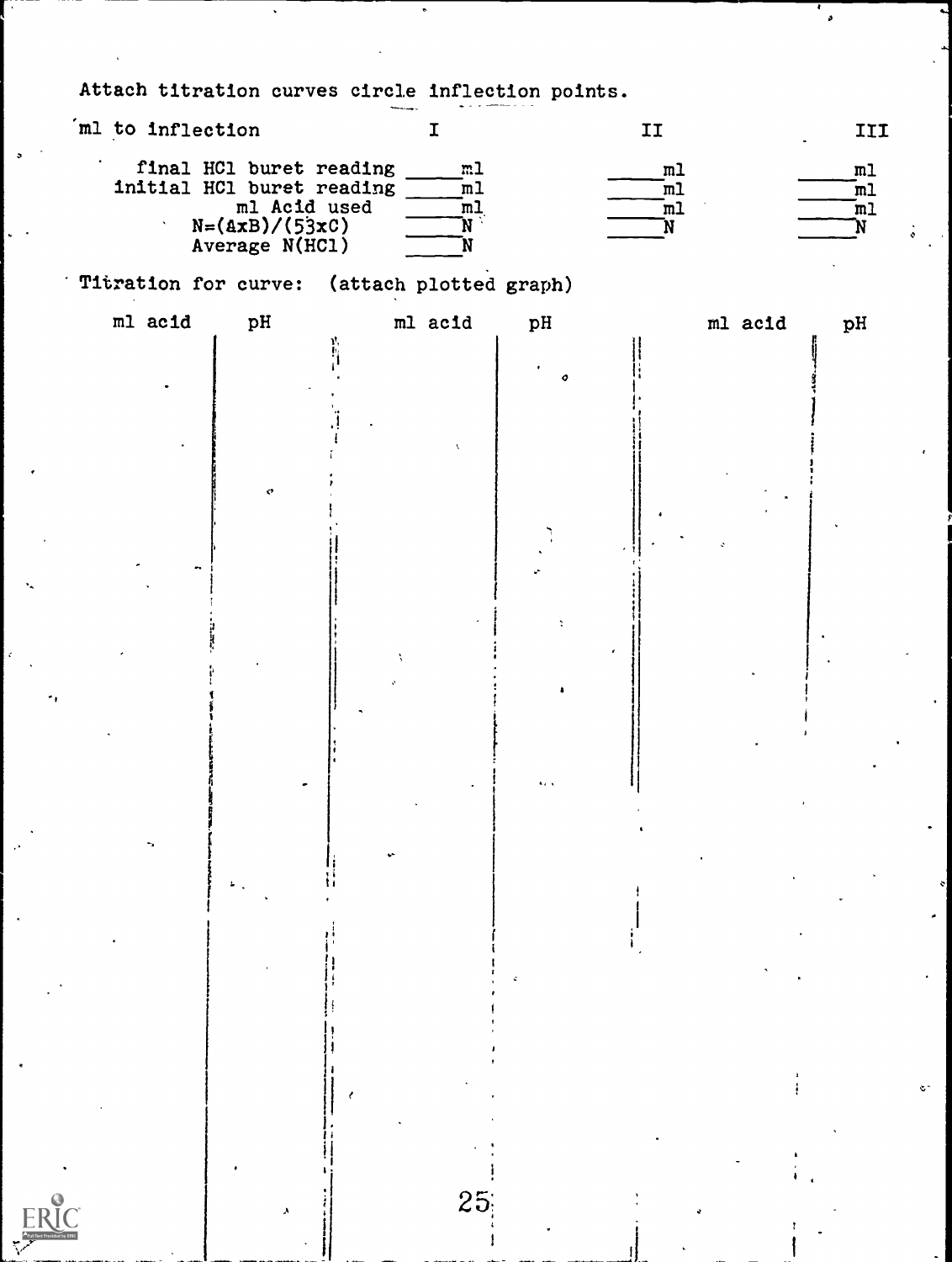Attach titration curves circle inflection points.

| ml to inflection | I | II | III |
|---|---|---|---|
| final HCl buret reading | ____ml | ____ml | ____ml |
| initial HCl buret reading | ____ml | ____ml | ____ml |
| ml Acid used | ____ml | ____ml | ____ml |
| N=(AxB)/(53xC) | ____N | ____N | ____N |
| Average N(HCl) | ____N | | |

Titration for curve: (attach plotted graph)

| ml acid | pH | ml acid | pH | ml acid | pH |
|---|---|---|---|---|---|
| | | | | | |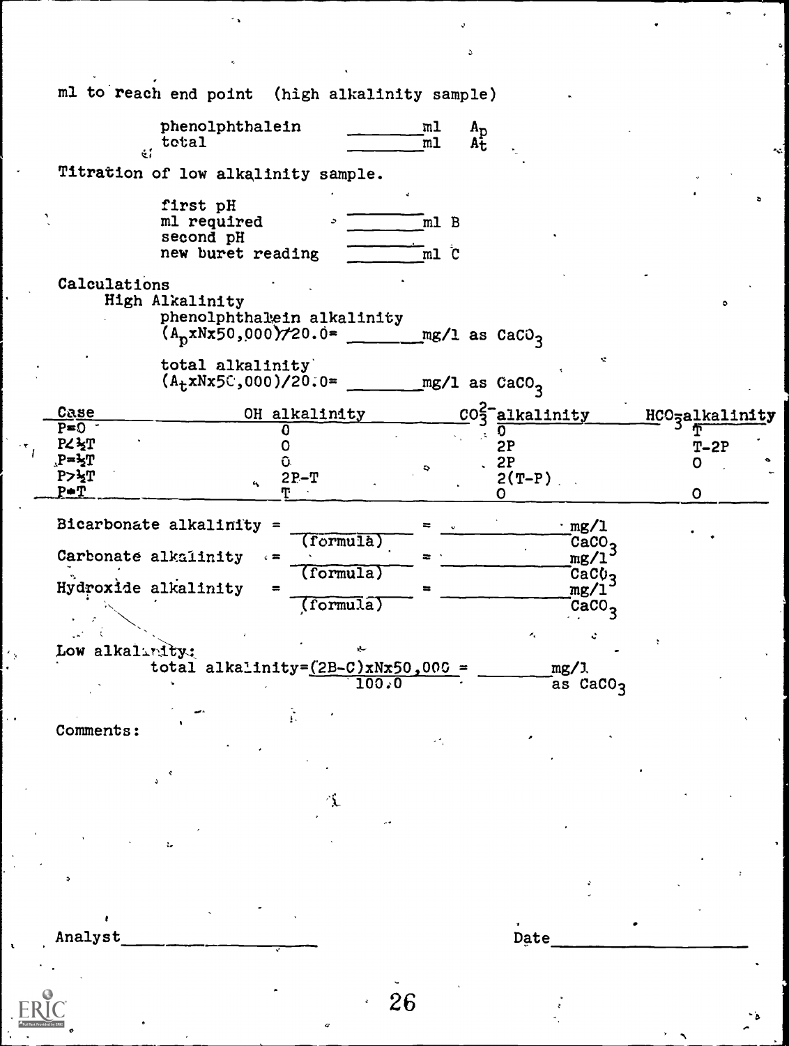ml to reach end point (high alkalinity sample)

phenolphthalein ________ml $A_p$
total ________ml $A_t$

Titration of low alkalinity sample.

first pH ________
ml required ________ml B
second pH ________
new buret reading ________ml C

Calculations

High Alkalinity

phenolphthalein alkalinity
$(A_p \times N \times 50{,}000)/20.0 =$ ________mg/l as $CaCO_3$

total alkalinity
$(A_t \times N \times 50{,}000)/20.0 =$ ________mg/l as $CaCO_3$

| Case | OH alkalinity | $CO_3^{2-}$ alkalinity | $HCO_3^-$ alkalinity |
|---|---|---|---|
| P=0 | 0 | 0 | T |
| P<½T | 0 | 2P | T-2P |
| P=½T | 0 | 2P | 0 |
| P>½T | 2P-T | 2(T-P) | |
| P=T | T | 0 | 0 |

Bicarbonate alkalinity = ________ (formula) = ________ mg/l $CaCO_3$

Carbonate alkalinity = ________ (formula) = ________ mg/l $CaCO_3$

Hydroxide alkalinity = ________ (formula) = ________ mg/l $CaCO_3$

Low alkalinity:

$$\text{total alkalinity} = \frac{(2B-C) \times N \times 50{,}000}{100.0} =$$ ________ mg/l as $CaCO_3$

Comments:

Analyst________________ Date________________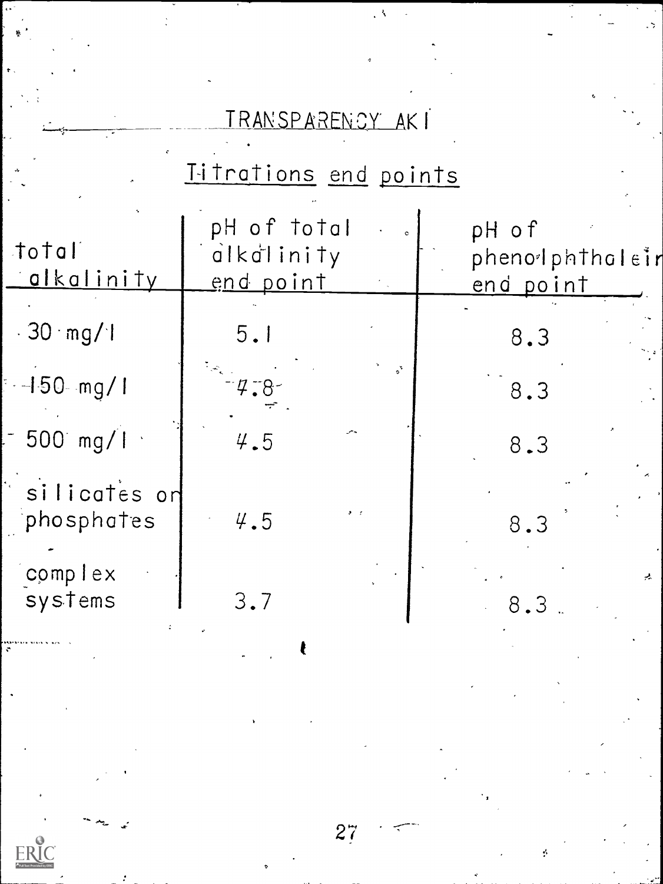## TRANSPARENCY AK I

### Titrations end points

| total alkalinity | pH of total alkalinity end point | pH of phenolphthalein end point |
|---|---|---|
| 30 mg/l | 5.1 | 8.3 |
| 150 mg/l | 4.8 | 8.3 |
| 500 mg/l | 4.5 | 8.3 |
| silicates or phosphates | 4.5 | 8.3 |
| complex systems | 3.7 | 8.3 |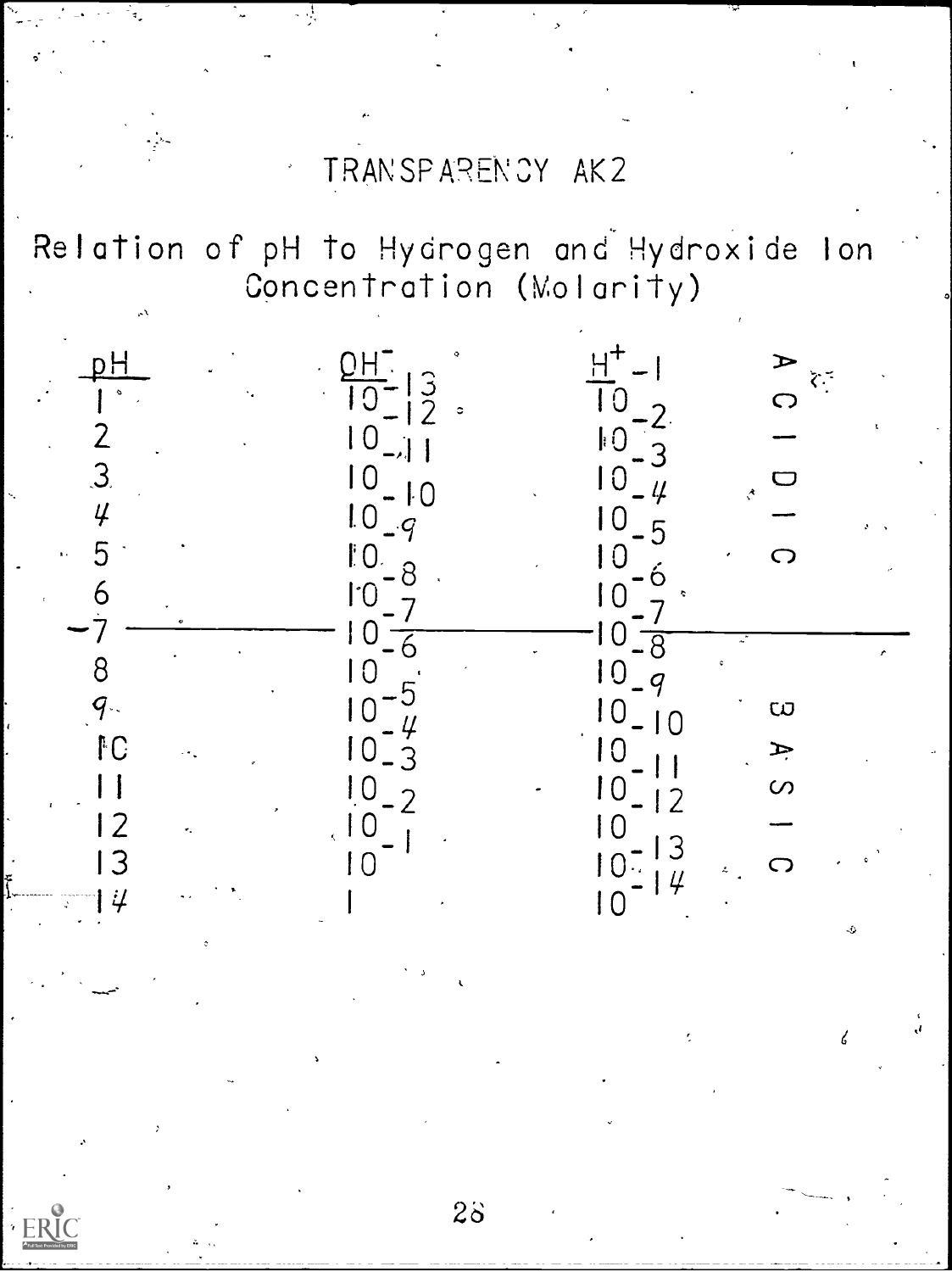# TRANSPARENCY AK2

## Relation of pH to Hydrogen and Hydroxide Ion Concentration (Molarity)

| pH | $OH^-$ | $H^+$ | |
|---|---|---|---|
| 1 | $10^{-13}$ | $10^{-1}$ | ACIDIC |
| 2 | $10^{-12}$ | $10^{-2}$ | |
| 3 | $10^{-11}$ | $10^{-3}$ | |
| 4 | $10^{-10}$ | $10^{-4}$ | |
| 5 | $10^{-9}$ | $10^{-5}$ | |
| 6 | $10^{-8}$ | $10^{-6}$ | |
| 7 | $10^{-7}$ | $10^{-7}$ | |
| 8 | $10^{-6}$ | $10^{-8}$ | BASIC |
| 9 | $10^{-5}$ | $10^{-9}$ | |
| 10 | $10^{-4}$ | $10^{-10}$ | |
| 11 | $10^{-3}$ | $10^{-11}$ | |
| 12 | $10^{-2}$ | $10^{-12}$ | |
| 13 | $10^{-1}$ | $10^{-13}$ | |
| 14 | 1 | $10^{-14}$ | |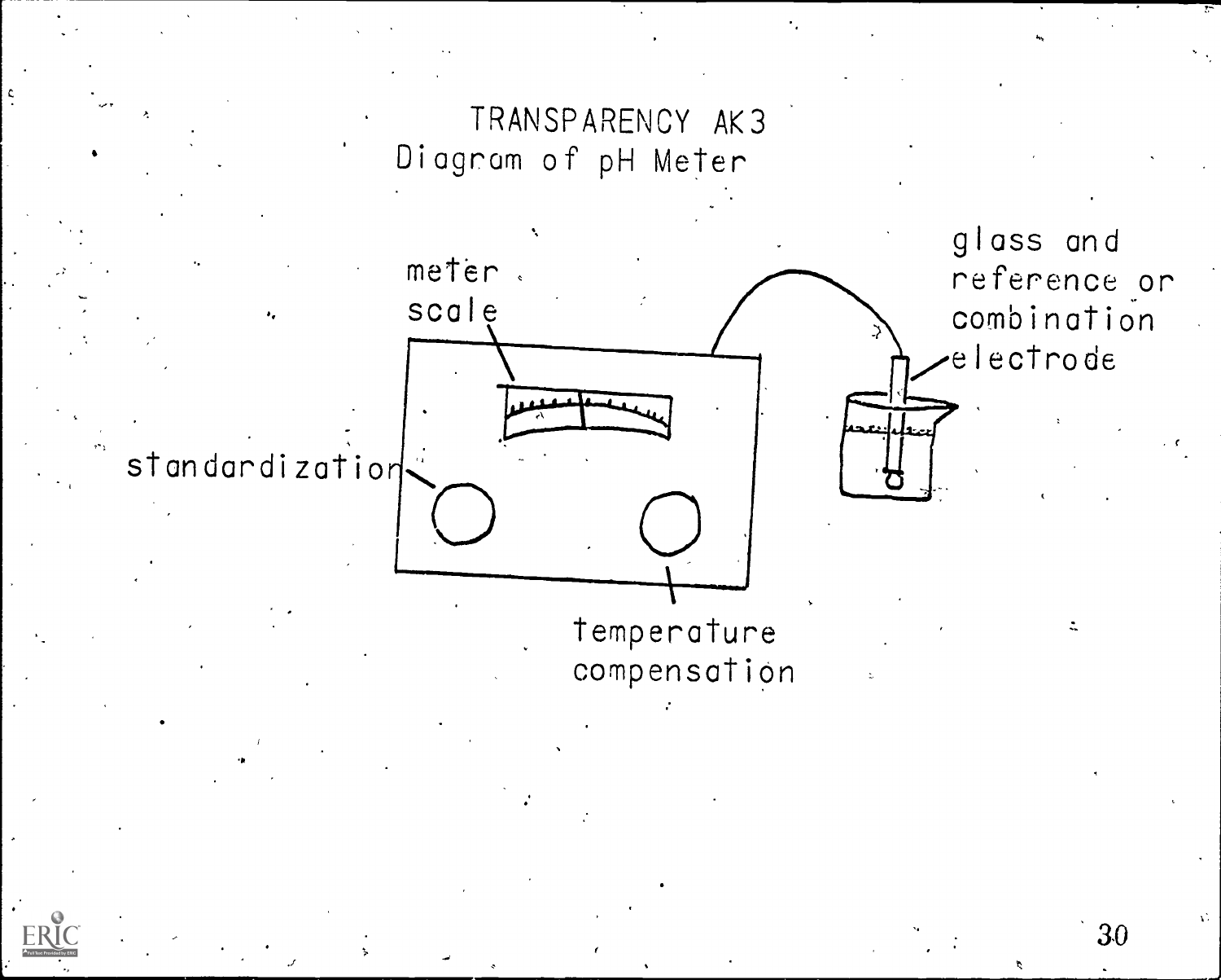# TRANSPARENCY AK3

Diagram of pH Meter

meter scale

glass and reference or combination electrode

standardization

temperature compensation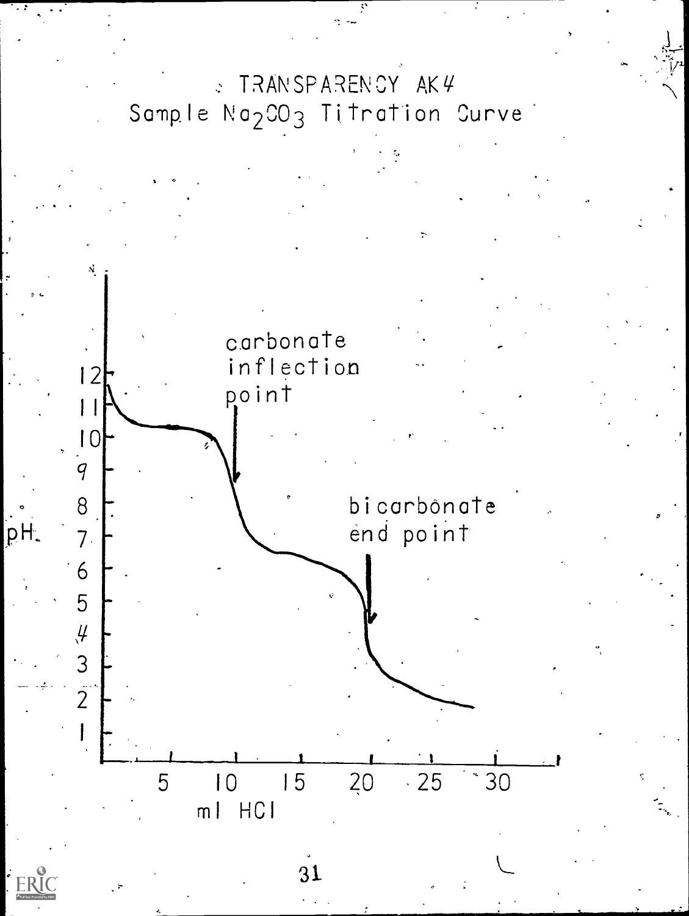# TRANSPARENCY AK4

## Sample $Na_2CO_3$ Titration Curve

pH

carbonate inflection point

bicarbonate end point

ml HCl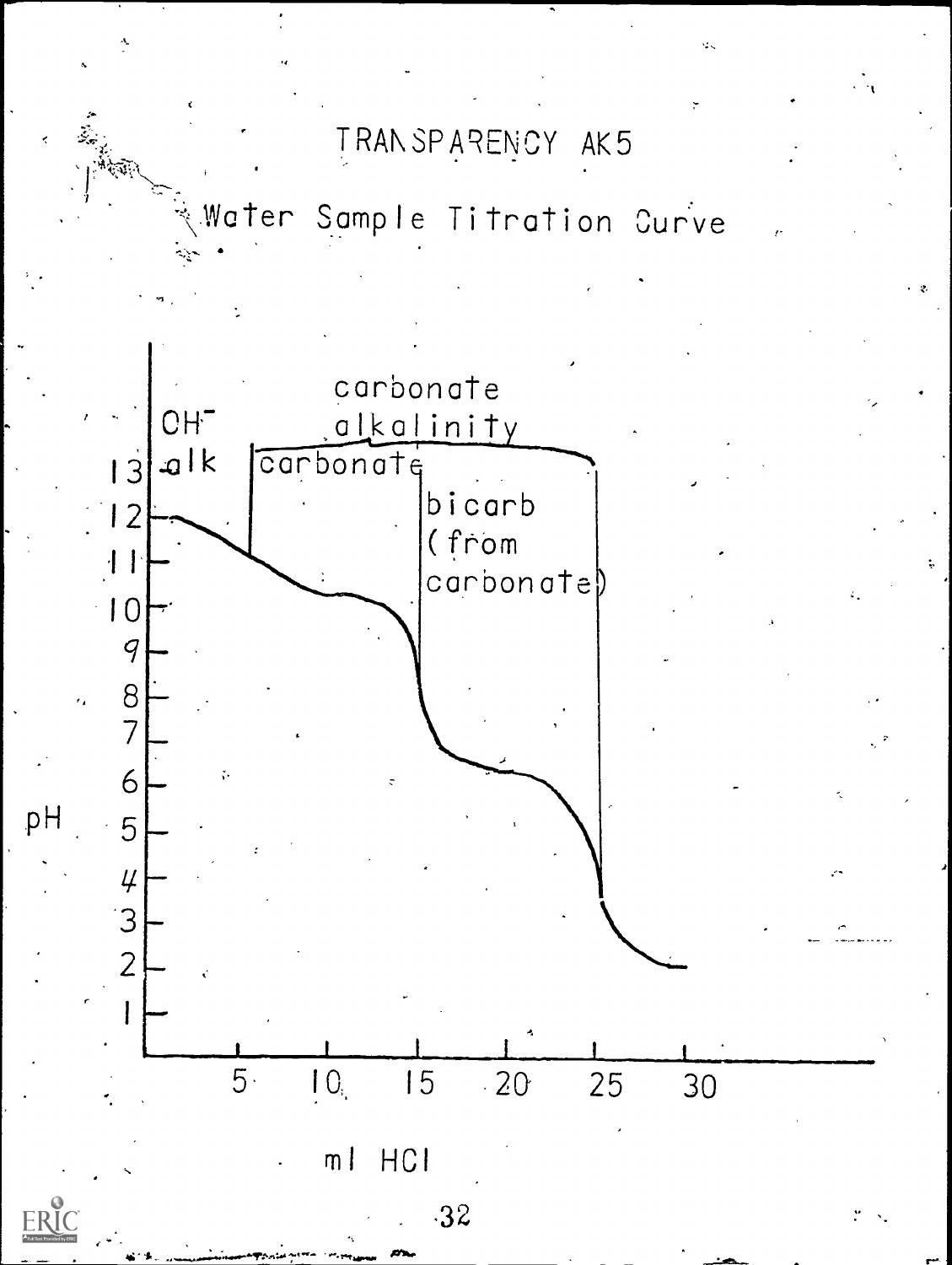# TRANSPARENCY AK5

## Water Sample Titration Curve

$OH^-$ alk

carbonate alkalinity

carbonate

bicarb (from carbonate)

pH

ml HCl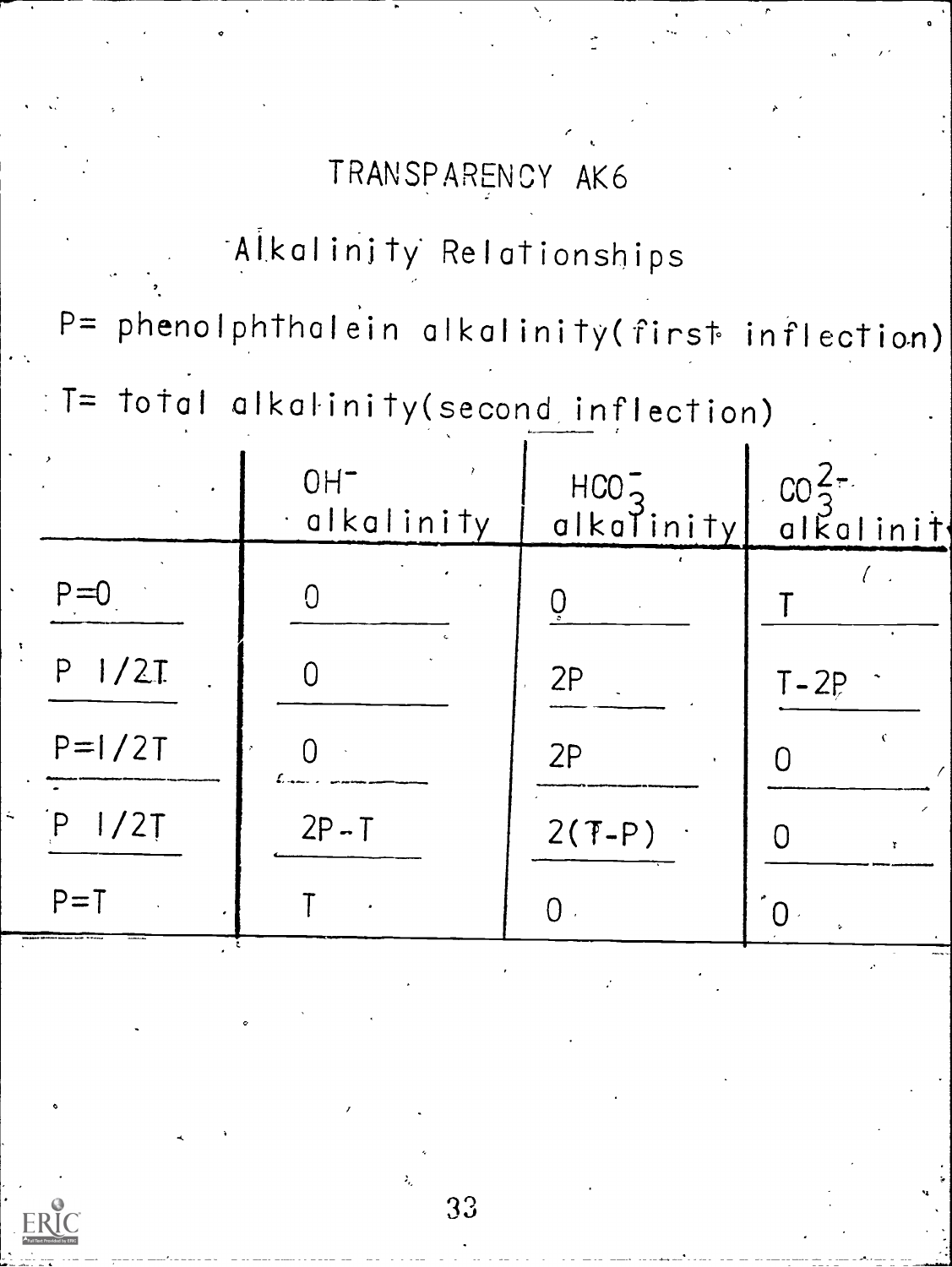# TRANSPARENCY AK6

## Alkalinity Relationships

P= phenolphthalein alkalinity(first inflection)

T= total alkalinity(second inflection)

| | $OH^-$ alkalinity | $HCO_3^-$ alkalinity | $CO_3^{2-}$ alkalinity |
|---|---|---|---|
| P=0 | 0 | 0 | T |
| P 1/2T | 0 | 2P | T-2P |
| P=1/2T | 0 | 2P | 0 |
| P 1/2T | 2P-T | 2(T-P) | 0 |
| P=T | T | 0 | 0 |